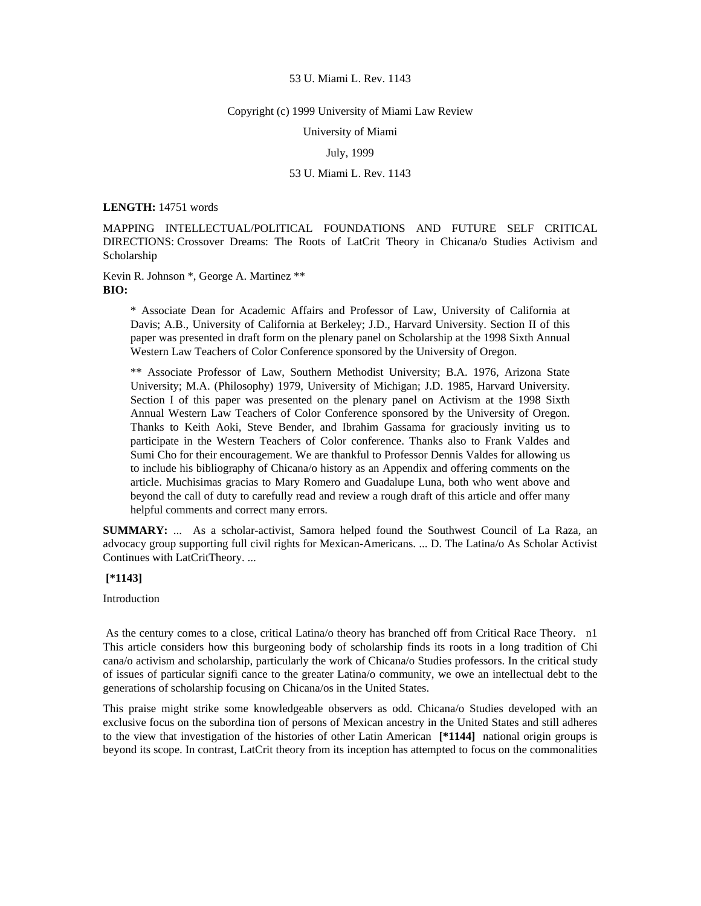53 U. Miami L. Rev. 1143

Copyright (c) 1999 University of Miami Law Review

University of Miami

July, 1999

53 U. Miami L. Rev. 1143

**LENGTH:** 14751 words

MAPPING INTELLECTUAL/POLITICAL FOUNDATIONS AND FUTURE SELF CRITICAL DIRECTIONS: Crossover Dreams: The Roots of LatCrit Theory in Chicana/o Studies Activism and Scholarship

Kevin R. Johnson *, George A. Martinez **

**BIO:**

> * Associate Dean for Academic Affairs and Professor of Law, University of California at Davis; A.B., University of California at Berkeley; J.D., Harvard University. Section II of this paper was presented in draft form on the plenary panel on Scholarship at the 1998 Sixth Annual Western Law Teachers of Color Conference sponsored by the University of Oregon.
>
> ** Associate Professor of Law, Southern Methodist University; B.A. 1976, Arizona State University; M.A. (Philosophy) 1979, University of Michigan; J.D. 1985, Harvard University. Section I of this paper was presented on the plenary panel on Activism at the 1998 Sixth Annual Western Law Teachers of Color Conference sponsored by the University of Oregon. Thanks to Keith Aoki, Steve Bender, and Ibrahim Gassama for graciously inviting us to participate in the Western Teachers of Color conference. Thanks also to Frank Valdes and Sumi Cho for their encouragement. We are thankful to Professor Dennis Valdes for allowing us to include his bibliography of Chicana/o history as an Appendix and offering comments on the article. Muchisimas gracias to Mary Romero and Guadalupe Luna, both who went above and beyond the call of duty to carefully read and review a rough draft of this article and offer many helpful comments and correct many errors.

**SUMMARY:** ... As a scholar-activist, Samora helped found the Southwest Council of La Raza, an advocacy group supporting full civil rights for Mexican-Americans. ... D. The Latina/o As Scholar Activist Continues with LatCritTheory. ...

**[*1143]**

Introduction

As the century comes to a close, critical Latina/o theory has branched off from Critical Race Theory. n1 This article considers how this burgeoning body of scholarship finds its roots in a long tradition of Chicana/o activism and scholarship, particularly the work of Chicana/o Studies professors. In the critical study of issues of particular significance to the greater Latina/o community, we owe an intellectual debt to the generations of scholarship focusing on Chicana/os in the United States.

This praise might strike some knowledgeable observers as odd. Chicana/o Studies developed with an exclusive focus on the subordination of persons of Mexican ancestry in the United States and still adheres to the view that investigation of the histories of other Latin American **[*1144]** national origin groups is beyond its scope. In contrast, LatCrit theory from its inception has attempted to focus on the commonalities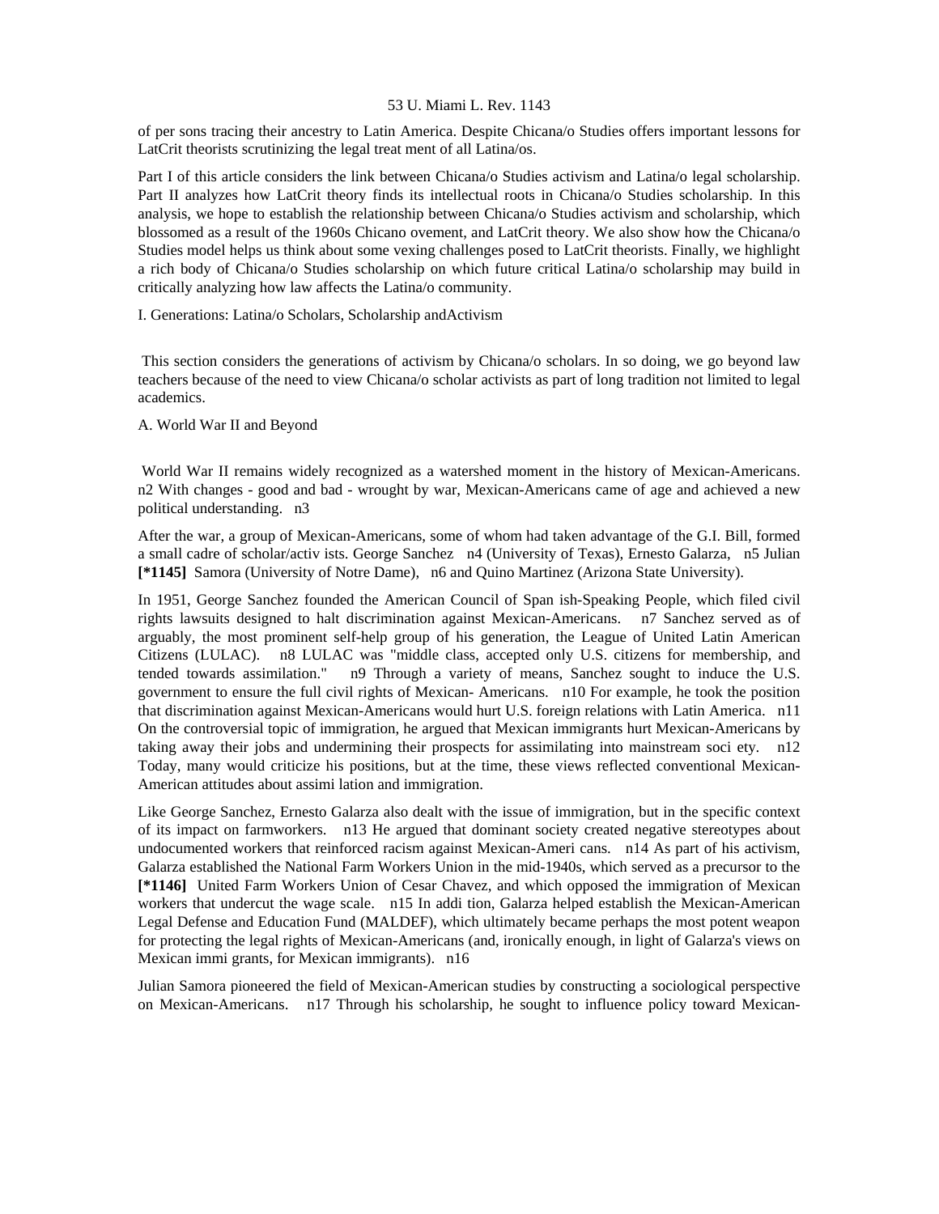of per sons tracing their ancestry to Latin America. Despite Chicana/o Studies offers important lessons for LatCrit theorists scrutinizing the legal treat ment of all Latina/os.

Part I of this article considers the link between Chicana/o Studies activism and Latina/o legal scholarship. Part II analyzes how LatCrit theory finds its intellectual roots in Chicana/o Studies scholarship. In this analysis, we hope to establish the relationship between Chicana/o Studies activism and scholarship, which blossomed as a result of the 1960s Chicano ovement, and LatCrit theory. We also show how the Chicana/o Studies model helps us think about some vexing challenges posed to LatCrit theorists. Finally, we highlight a rich body of Chicana/o Studies scholarship on which future critical Latina/o scholarship may build in critically analyzing how law affects the Latina/o community.

## I. Generations: Latina/o Scholars, Scholarship andActivism

This section considers the generations of activism by Chicana/o scholars. In so doing, we go beyond law teachers because of the need to view Chicana/o scholar activists as part of long tradition not limited to legal academics.

### A. World War II and Beyond

World War II remains widely recognized as a watershed moment in the history of Mexican-Americans. n2 With changes - good and bad - wrought by war, Mexican-Americans came of age and achieved a new political understanding. n3

After the war, a group of Mexican-Americans, some of whom had taken advantage of the G.I. Bill, formed a small cadre of scholar/activ ists. George Sanchez n4 (University of Texas), Ernesto Galarza, n5 Julian **[*1145]** Samora (University of Notre Dame), n6 and Quino Martinez (Arizona State University).

In 1951, George Sanchez founded the American Council of Span ish-Speaking People, which filed civil rights lawsuits designed to halt discrimination against Mexican-Americans. n7 Sanchez served as of arguably, the most prominent self-help group of his generation, the League of United Latin American Citizens (LULAC). n8 LULAC was "middle class, accepted only U.S. citizens for membership, and tended towards assimilation." n9 Through a variety of means, Sanchez sought to induce the U.S. government to ensure the full civil rights of Mexican- Americans. n10 For example, he took the position that discrimination against Mexican-Americans would hurt U.S. foreign relations with Latin America. n11 On the controversial topic of immigration, he argued that Mexican immigrants hurt Mexican-Americans by taking away their jobs and undermining their prospects for assimilating into mainstream soci ety. n12 Today, many would criticize his positions, but at the time, these views reflected conventional Mexican-American attitudes about assimi lation and immigration.

Like George Sanchez, Ernesto Galarza also dealt with the issue of immigration, but in the specific context of its impact on farmworkers. n13 He argued that dominant society created negative stereotypes about undocumented workers that reinforced racism against Mexican-Ameri cans. n14 As part of his activism, Galarza established the National Farm Workers Union in the mid-1940s, which served as a precursor to the **[*1146]** United Farm Workers Union of Cesar Chavez, and which opposed the immigration of Mexican workers that undercut the wage scale. n15 In addi tion, Galarza helped establish the Mexican-American Legal Defense and Education Fund (MALDEF), which ultimately became perhaps the most potent weapon for protecting the legal rights of Mexican-Americans (and, ironically enough, in light of Galarza's views on Mexican immi grants, for Mexican immigrants). n16

Julian Samora pioneered the field of Mexican-American studies by constructing a sociological perspective on Mexican-Americans. n17 Through his scholarship, he sought to influence policy toward Mexican-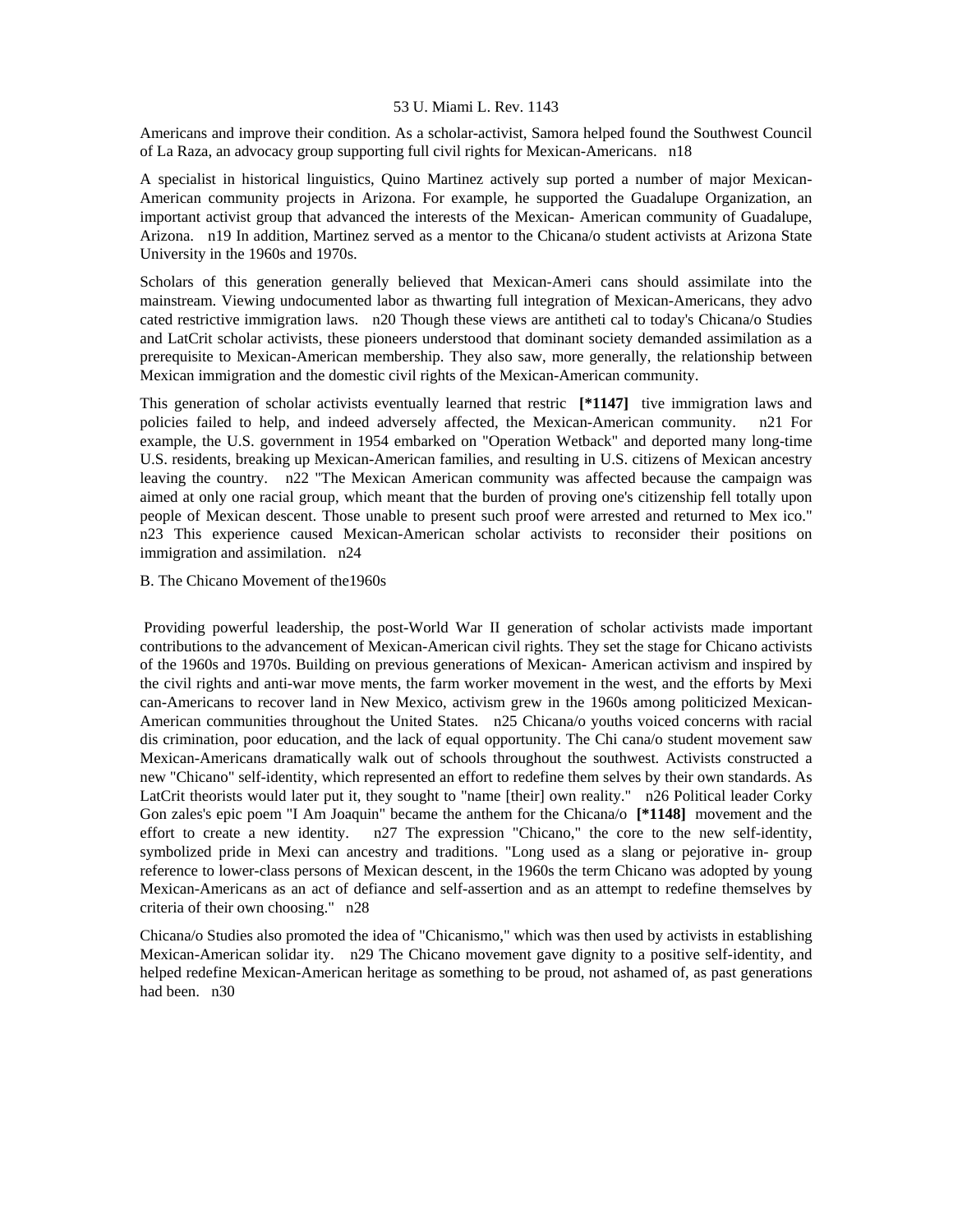Americans and improve their condition. As a scholar-activist, Samora helped found the Southwest Council of La Raza, an advocacy group supporting full civil rights for Mexican-Americans. n18

A specialist in historical linguistics, Quino Martinez actively sup ported a number of major Mexican-American community projects in Arizona. For example, he supported the Guadalupe Organization, an important activist group that advanced the interests of the Mexican- American community of Guadalupe, Arizona. n19 In addition, Martinez served as a mentor to the Chicana/o student activists at Arizona State University in the 1960s and 1970s.

Scholars of this generation generally believed that Mexican-Ameri cans should assimilate into the mainstream. Viewing undocumented labor as thwarting full integration of Mexican-Americans, they advo cated restrictive immigration laws. n20 Though these views are antitheti cal to today's Chicana/o Studies and LatCrit scholar activists, these pioneers understood that dominant society demanded assimilation as a prerequisite to Mexican-American membership. They also saw, more generally, the relationship between Mexican immigration and the domestic civil rights of the Mexican-American community.

This generation of scholar activists eventually learned that restric **[*1147]** tive immigration laws and policies failed to help, and indeed adversely affected, the Mexican-American community. n21 For example, the U.S. government in 1954 embarked on "Operation Wetback" and deported many long-time U.S. residents, breaking up Mexican-American families, and resulting in U.S. citizens of Mexican ancestry leaving the country. n22 "The Mexican American community was affected because the campaign was aimed at only one racial group, which meant that the burden of proving one's citizenship fell totally upon people of Mexican descent. Those unable to present such proof were arrested and returned to Mex ico." n23 This experience caused Mexican-American scholar activists to reconsider their positions on immigration and assimilation. n24

B. The Chicano Movement of the1960s

Providing powerful leadership, the post-World War II generation of scholar activists made important contributions to the advancement of Mexican-American civil rights. They set the stage for Chicano activists of the 1960s and 1970s. Building on previous generations of Mexican- American activism and inspired by the civil rights and anti-war move ments, the farm worker movement in the west, and the efforts by Mexi can-Americans to recover land in New Mexico, activism grew in the 1960s among politicized Mexican-American communities throughout the United States. n25 Chicana/o youths voiced concerns with racial dis crimination, poor education, and the lack of equal opportunity. The Chi cana/o student movement saw Mexican-Americans dramatically walk out of schools throughout the southwest. Activists constructed a new "Chicano" self-identity, which represented an effort to redefine them selves by their own standards. As LatCrit theorists would later put it, they sought to "name [their] own reality." n26 Political leader Corky Gon zales's epic poem "I Am Joaquin" became the anthem for the Chicana/o **[*1148]** movement and the effort to create a new identity. n27 The expression "Chicano," the core to the new self-identity, symbolized pride in Mexi can ancestry and traditions. "Long used as a slang or pejorative in- group reference to lower-class persons of Mexican descent, in the 1960s the term Chicano was adopted by young Mexican-Americans as an act of defiance and self-assertion and as an attempt to redefine themselves by criteria of their own choosing." n28

Chicana/o Studies also promoted the idea of "Chicanismo," which was then used by activists in establishing Mexican-American solidar ity. n29 The Chicano movement gave dignity to a positive self-identity, and helped redefine Mexican-American heritage as something to be proud, not ashamed of, as past generations had been. n30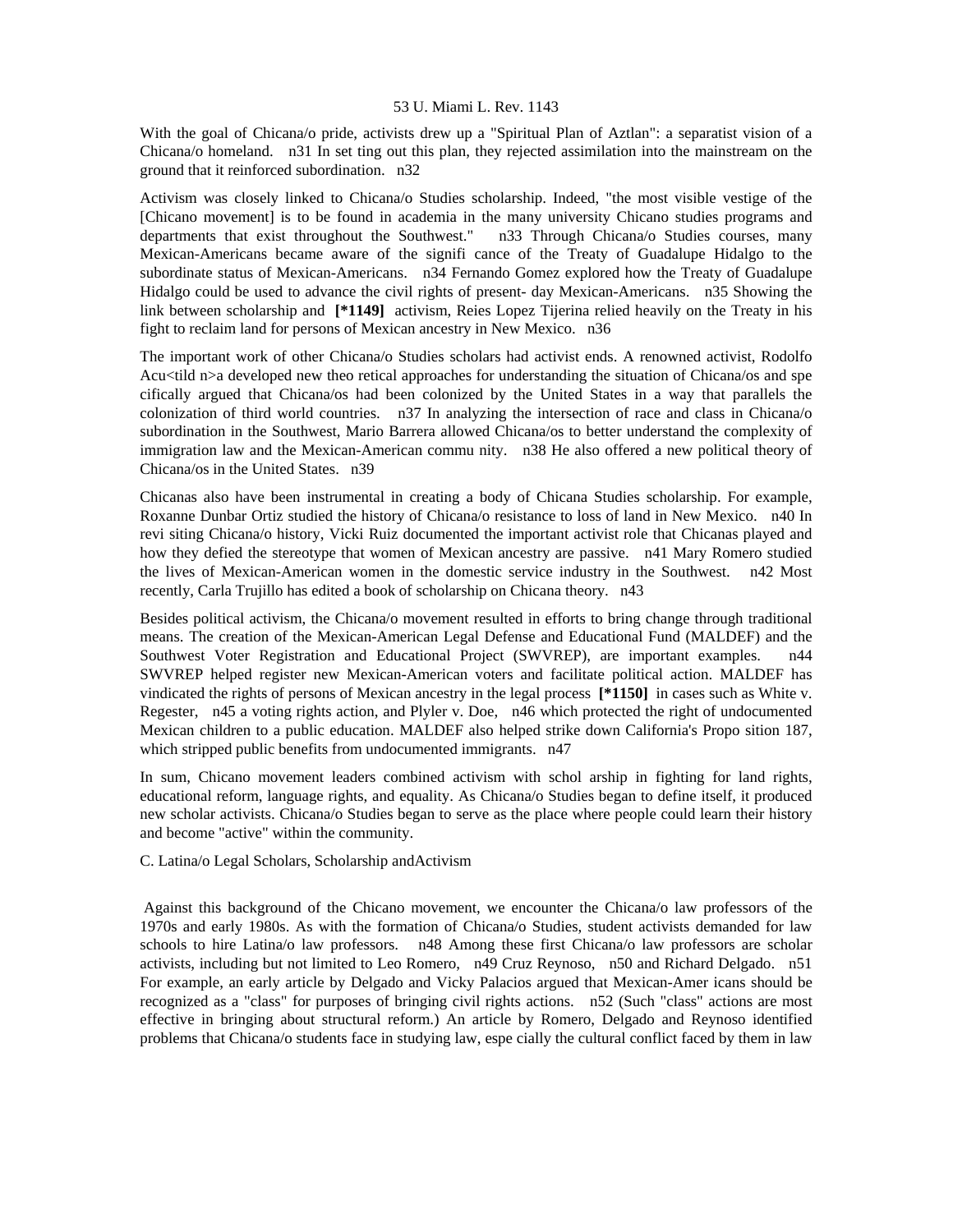With the goal of Chicana/o pride, activists drew up a "Spiritual Plan of Aztlan": a separatist vision of a Chicana/o homeland. n31 In set ting out this plan, they rejected assimilation into the mainstream on the ground that it reinforced subordination. n32

Activism was closely linked to Chicana/o Studies scholarship. Indeed, "the most visible vestige of the [Chicano movement] is to be found in academia in the many university Chicano studies programs and departments that exist throughout the Southwest." n33 Through Chicana/o Studies courses, many Mexican-Americans became aware of the signifi cance of the Treaty of Guadalupe Hidalgo to the subordinate status of Mexican-Americans. n34 Fernando Gomez explored how the Treaty of Guadalupe Hidalgo could be used to advance the civil rights of present- day Mexican-Americans. n35 Showing the link between scholarship and **[*1149]** activism, Reies Lopez Tijerina relied heavily on the Treaty in his fight to reclaim land for persons of Mexican ancestry in New Mexico. n36

The important work of other Chicana/o Studies scholars had activist ends. A renowned activist, Rodolfo Acu<tild n>a developed new theo retical approaches for understanding the situation of Chicana/os and spe cifically argued that Chicana/os had been colonized by the United States in a way that parallels the colonization of third world countries. n37 In analyzing the intersection of race and class in Chicana/o subordination in the Southwest, Mario Barrera allowed Chicana/os to better understand the complexity of immigration law and the Mexican-American commu nity. n38 He also offered a new political theory of Chicana/os in the United States. n39

Chicanas also have been instrumental in creating a body of Chicana Studies scholarship. For example, Roxanne Dunbar Ortiz studied the history of Chicana/o resistance to loss of land in New Mexico. n40 In revi siting Chicana/o history, Vicki Ruiz documented the important activist role that Chicanas played and how they defied the stereotype that women of Mexican ancestry are passive. n41 Mary Romero studied the lives of Mexican-American women in the domestic service industry in the Southwest. n42 Most recently, Carla Trujillo has edited a book of scholarship on Chicana theory. n43

Besides political activism, the Chicana/o movement resulted in efforts to bring change through traditional means. The creation of the Mexican-American Legal Defense and Educational Fund (MALDEF) and the Southwest Voter Registration and Educational Project (SWVREP), are important examples. n44 SWVREP helped register new Mexican-American voters and facilitate political action. MALDEF has vindicated the rights of persons of Mexican ancestry in the legal process **[*1150]** in cases such as White v. Regester, n45 a voting rights action, and Plyler v. Doe, n46 which protected the right of undocumented Mexican children to a public education. MALDEF also helped strike down California's Propo sition 187, which stripped public benefits from undocumented immigrants. n47

In sum, Chicano movement leaders combined activism with schol arship in fighting for land rights, educational reform, language rights, and equality. As Chicana/o Studies began to define itself, it produced new scholar activists. Chicana/o Studies began to serve as the place where people could learn their history and become "active" within the community.

C. Latina/o Legal Scholars, Scholarship andActivism

Against this background of the Chicano movement, we encounter the Chicana/o law professors of the 1970s and early 1980s. As with the formation of Chicana/o Studies, student activists demanded for law schools to hire Latina/o law professors. n48 Among these first Chicana/o law professors are scholar activists, including but not limited to Leo Romero, n49 Cruz Reynoso, n50 and Richard Delgado. n51 For example, an early article by Delgado and Vicky Palacios argued that Mexican-Amer icans should be recognized as a "class" for purposes of bringing civil rights actions. n52 (Such "class" actions are most effective in bringing about structural reform.) An article by Romero, Delgado and Reynoso identified problems that Chicana/o students face in studying law, espe cially the cultural conflict faced by them in law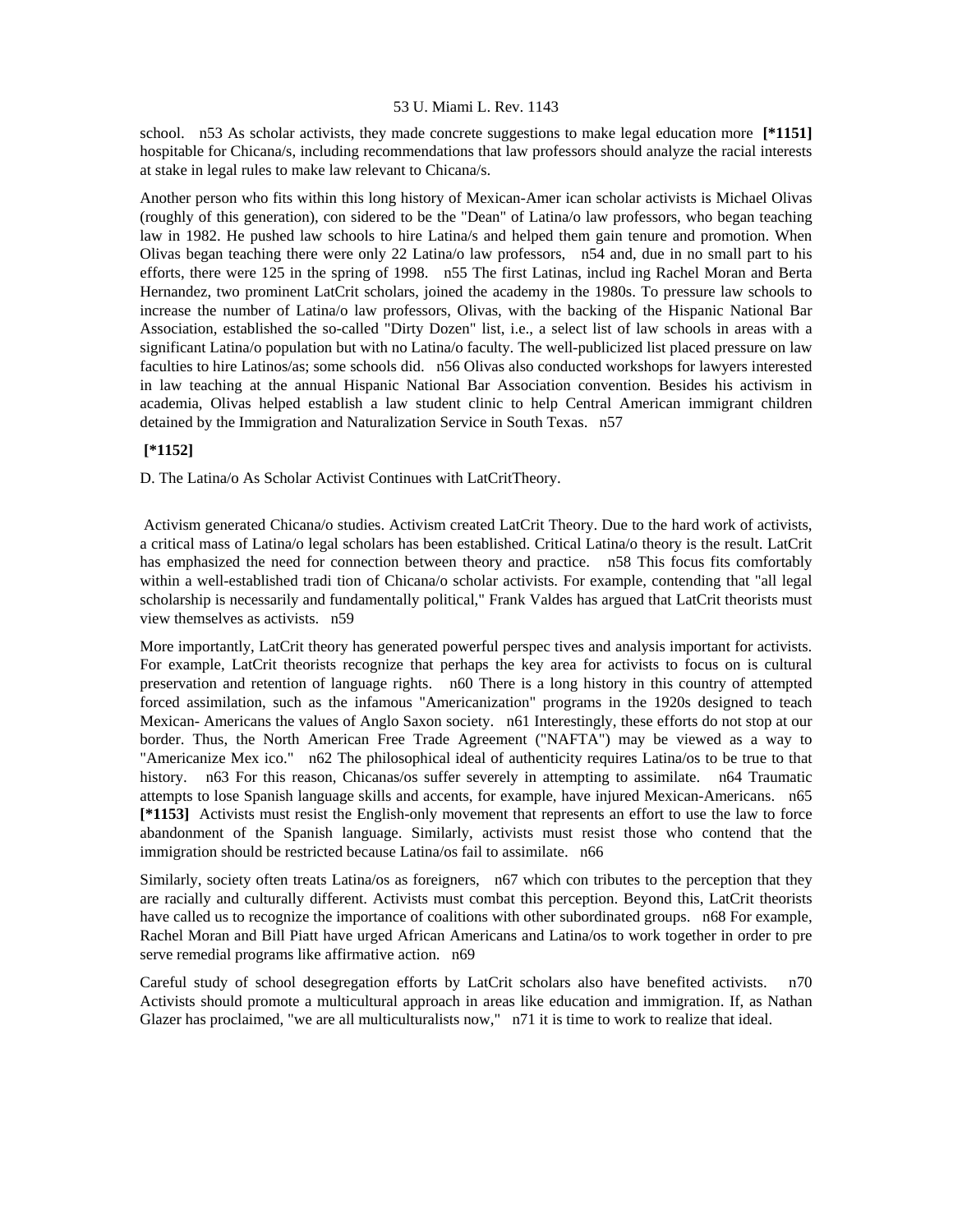school. n53 As scholar activists, they made concrete suggestions to make legal education more **[*1151]** hospitable for Chicana/s, including recommendations that law professors should analyze the racial interests at stake in legal rules to make law relevant to Chicana/s.

Another person who fits within this long history of Mexican-Amer ican scholar activists is Michael Olivas (roughly of this generation), con sidered to be the "Dean" of Latina/o law professors, who began teaching law in 1982. He pushed law schools to hire Latina/s and helped them gain tenure and promotion. When Olivas began teaching there were only 22 Latina/o law professors, n54 and, due in no small part to his efforts, there were 125 in the spring of 1998. n55 The first Latinas, includ ing Rachel Moran and Berta Hernandez, two prominent LatCrit scholars, joined the academy in the 1980s. To pressure law schools to increase the number of Latina/o law professors, Olivas, with the backing of the Hispanic National Bar Association, established the so-called "Dirty Dozen" list, i.e., a select list of law schools in areas with a significant Latina/o population but with no Latina/o faculty. The well-publicized list placed pressure on law faculties to hire Latinos/as; some schools did. n56 Olivas also conducted workshops for lawyers interested in law teaching at the annual Hispanic National Bar Association convention. Besides his activism in academia, Olivas helped establish a law student clinic to help Central American immigrant children detained by the Immigration and Naturalization Service in South Texas. n57

**[*1152]**

D. The Latina/o As Scholar Activist Continues with LatCritTheory.

Activism generated Chicana/o studies. Activism created LatCrit Theory. Due to the hard work of activists, a critical mass of Latina/o legal scholars has been established. Critical Latina/o theory is the result. LatCrit has emphasized the need for connection between theory and practice. n58 This focus fits comfortably within a well-established tradi tion of Chicana/o scholar activists. For example, contending that "all legal scholarship is necessarily and fundamentally political," Frank Valdes has argued that LatCrit theorists must view themselves as activists. n59

More importantly, LatCrit theory has generated powerful perspec tives and analysis important for activists. For example, LatCrit theorists recognize that perhaps the key area for activists to focus on is cultural preservation and retention of language rights. n60 There is a long history in this country of attempted forced assimilation, such as the infamous "Americanization" programs in the 1920s designed to teach Mexican- Americans the values of Anglo Saxon society. n61 Interestingly, these efforts do not stop at our border. Thus, the North American Free Trade Agreement ("NAFTA") may be viewed as a way to "Americanize Mex ico." n62 The philosophical ideal of authenticity requires Latina/os to be true to that history. n63 For this reason, Chicanas/os suffer severely in attempting to assimilate. n64 Traumatic attempts to lose Spanish language skills and accents, for example, have injured Mexican-Americans. n65 **[*1153]** Activists must resist the English-only movement that represents an effort to use the law to force abandonment of the Spanish language. Similarly, activists must resist those who contend that the immigration should be restricted because Latina/os fail to assimilate. n66

Similarly, society often treats Latina/os as foreigners, n67 which con tributes to the perception that they are racially and culturally different. Activists must combat this perception. Beyond this, LatCrit theorists have called us to recognize the importance of coalitions with other subordinated groups. n68 For example, Rachel Moran and Bill Piatt have urged African Americans and Latina/os to work together in order to pre serve remedial programs like affirmative action. n69

Careful study of school desegregation efforts by LatCrit scholars also have benefited activists. n70 Activists should promote a multicultural approach in areas like education and immigration. If, as Nathan Glazer has proclaimed, "we are all multiculturalists now," n71 it is time to work to realize that ideal.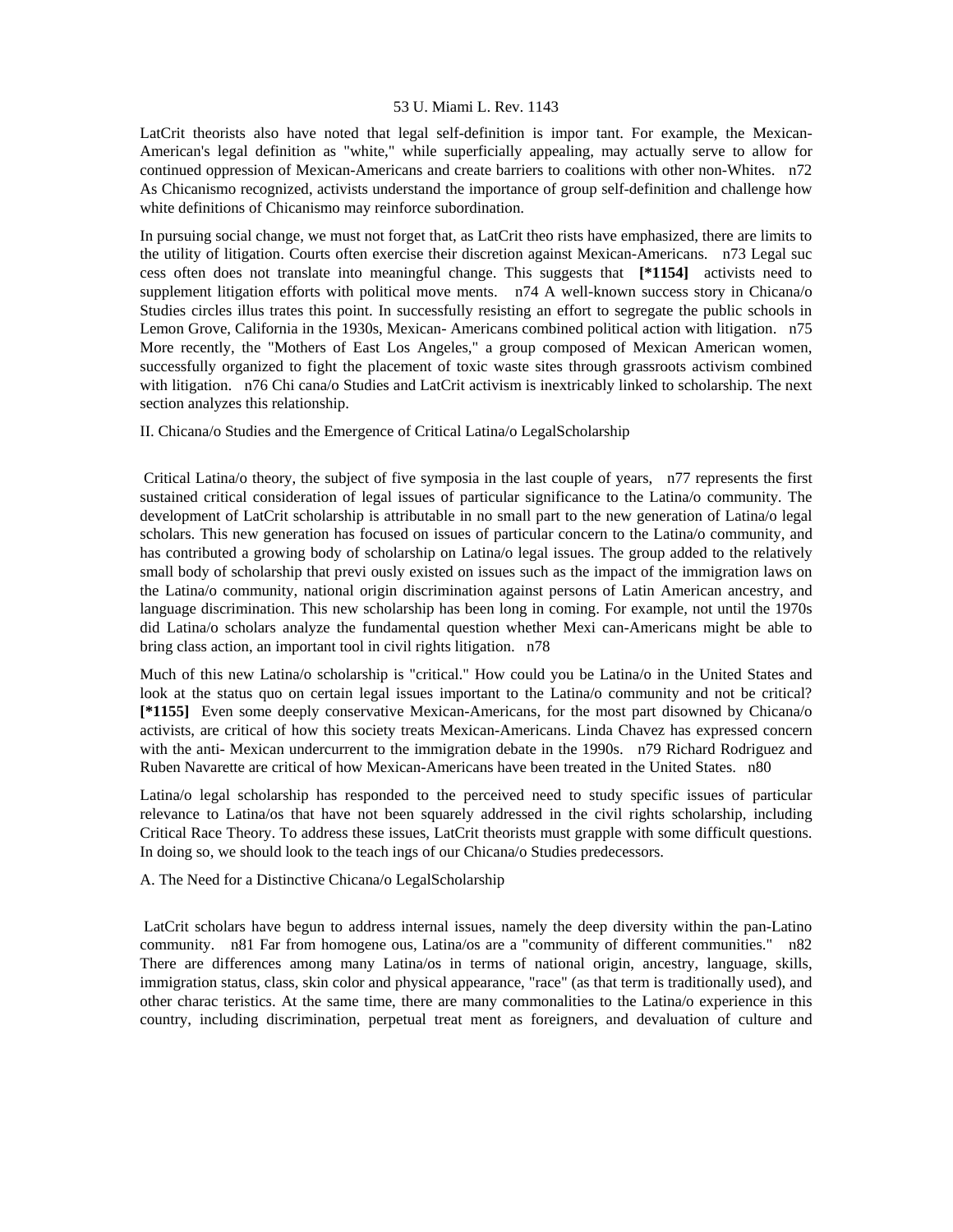LatCrit theorists also have noted that legal self-definition is impor tant. For example, the Mexican-American's legal definition as "white," while superficially appealing, may actually serve to allow for continued oppression of Mexican-Americans and create barriers to coalitions with other non-Whites. n72 As Chicanismo recognized, activists understand the importance of group self-definition and challenge how white definitions of Chicanismo may reinforce subordination.

In pursuing social change, we must not forget that, as LatCrit theo rists have emphasized, there are limits to the utility of litigation. Courts often exercise their discretion against Mexican-Americans. n73 Legal suc cess often does not translate into meaningful change. This suggests that **[*1154]** activists need to supplement litigation efforts with political move ments. n74 A well-known success story in Chicana/o Studies circles illus trates this point. In successfully resisting an effort to segregate the public schools in Lemon Grove, California in the 1930s, Mexican- Americans combined political action with litigation. n75 More recently, the "Mothers of East Los Angeles," a group composed of Mexican American women, successfully organized to fight the placement of toxic waste sites through grassroots activism combined with litigation. n76 Chi cana/o Studies and LatCrit activism is inextricably linked to scholarship. The next section analyzes this relationship.

## II. Chicana/o Studies and the Emergence of Critical Latina/o LegalScholarship

Critical Latina/o theory, the subject of five symposia in the last couple of years, n77 represents the first sustained critical consideration of legal issues of particular significance to the Latina/o community. The development of LatCrit scholarship is attributable in no small part to the new generation of Latina/o legal scholars. This new generation has focused on issues of particular concern to the Latina/o community, and has contributed a growing body of scholarship on Latina/o legal issues. The group added to the relatively small body of scholarship that previ ously existed on issues such as the impact of the immigration laws on the Latina/o community, national origin discrimination against persons of Latin American ancestry, and language discrimination. This new scholarship has been long in coming. For example, not until the 1970s did Latina/o scholars analyze the fundamental question whether Mexi can-Americans might be able to bring class action, an important tool in civil rights litigation. n78

Much of this new Latina/o scholarship is "critical." How could you be Latina/o in the United States and look at the status quo on certain legal issues important to the Latina/o community and not be critical? **[*1155]** Even some deeply conservative Mexican-Americans, for the most part disowned by Chicana/o activists, are critical of how this society treats Mexican-Americans. Linda Chavez has expressed concern with the anti- Mexican undercurrent to the immigration debate in the 1990s. n79 Richard Rodriguez and Ruben Navarette are critical of how Mexican-Americans have been treated in the United States. n80

Latina/o legal scholarship has responded to the perceived need to study specific issues of particular relevance to Latina/os that have not been squarely addressed in the civil rights scholarship, including Critical Race Theory. To address these issues, LatCrit theorists must grapple with some difficult questions. In doing so, we should look to the teach ings of our Chicana/o Studies predecessors.

### A. The Need for a Distinctive Chicana/o LegalScholarship

LatCrit scholars have begun to address internal issues, namely the deep diversity within the pan-Latino community. n81 Far from homogene ous, Latina/os are a "community of different communities." n82 There are differences among many Latina/os in terms of national origin, ancestry, language, skills, immigration status, class, skin color and physical appearance, "race" (as that term is traditionally used), and other charac teristics. At the same time, there are many commonalities to the Latina/o experience in this country, including discrimination, perpetual treat ment as foreigners, and devaluation of culture and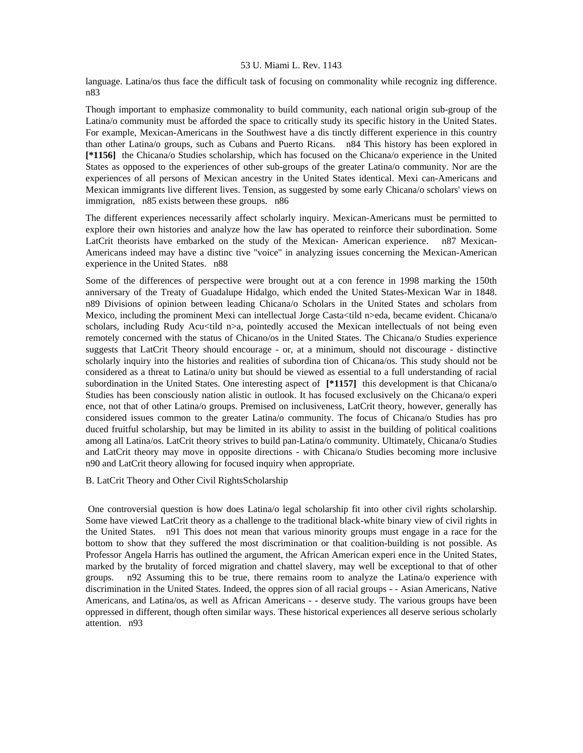language. Latina/os thus face the difficult task of focusing on commonality while recogniz ing difference. n83

Though important to emphasize commonality to build community, each national origin sub-group of the Latina/o community must be afforded the space to critically study its specific history in the United States. For example, Mexican-Americans in the Southwest have a dis tinctly different experience in this country than other Latina/o groups, such as Cubans and Puerto Ricans. n84 This history has been explored in **[*1156]** the Chicana/o Studies scholarship, which has focused on the Chicana/o experience in the United States as opposed to the experiences of other sub-groups of the greater Latina/o community. Nor are the experiences of all persons of Mexican ancestry in the United States identical. Mexi can-Americans and Mexican immigrants live different lives. Tension, as suggested by some early Chicana/o scholars' views on immigration, n85 exists between these groups. n86

The different experiences necessarily affect scholarly inquiry. Mexican-Americans must be permitted to explore their own histories and analyze how the law has operated to reinforce their subordination. Some LatCrit theorists have embarked on the study of the Mexican- American experience. n87 Mexican-Americans indeed may have a distinc tive "voice" in analyzing issues concerning the Mexican-American experience in the United States. n88

Some of the differences of perspective were brought out at a con ference in 1998 marking the 150th anniversary of the Treaty of Guadalupe Hidalgo, which ended the United States-Mexican War in 1848. n89 Divisions of opinion between leading Chicana/o Scholars in the United States and scholars from Mexico, including the prominent Mexi can intellectual Jorge Casta<tild n>eda, became evident. Chicana/o scholars, including Rudy Acu<tild n>a, pointedly accused the Mexican intellectuals of not being even remotely concerned with the status of Chicano/os in the United States. The Chicana/o Studies experience suggests that LatCrit Theory should encourage - or, at a minimum, should not discourage - distinctive scholarly inquiry into the histories and realities of subordina tion of Chicana/os. This study should not be considered as a threat to Latina/o unity but should be viewed as essential to a full understanding of racial subordination in the United States. One interesting aspect of **[*1157]** this development is that Chicana/o Studies has been consciously nation alistic in outlook. It has focused exclusively on the Chicana/o experi ence, not that of other Latina/o groups. Premised on inclusiveness, LatCrit theory, however, generally has considered issues common to the greater Latina/o community. The focus of Chicana/o Studies has pro duced fruitful scholarship, but may be limited in its ability to assist in the building of political coalitions among all Latina/os. LatCrit theory strives to build pan-Latina/o community. Ultimately, Chicana/o Studies and LatCrit theory may move in opposite directions - with Chicana/o Studies becoming more inclusive n90 and LatCrit theory allowing for focused inquiry when appropriate.

B. LatCrit Theory and Other Civil RightsScholarship

One controversial question is how does Latina/o legal scholarship fit into other civil rights scholarship. Some have viewed LatCrit theory as a challenge to the traditional black-white binary view of civil rights in the United States. n91 This does not mean that various minority groups must engage in a race for the bottom to show that they suffered the most discrimination or that coalition-building is not possible. As Professor Angela Harris has outlined the argument, the African American experi ence in the United States, marked by the brutality of forced migration and chattel slavery, may well be exceptional to that of other groups. n92 Assuming this to be true, there remains room to analyze the Latina/o experience with discrimination in the United States. Indeed, the oppres sion of all racial groups - - Asian Americans, Native Americans, and Latina/os, as well as African Americans - - deserve study. The various groups have been oppressed in different, though often similar ways. These historical experiences all deserve serious scholarly attention. n93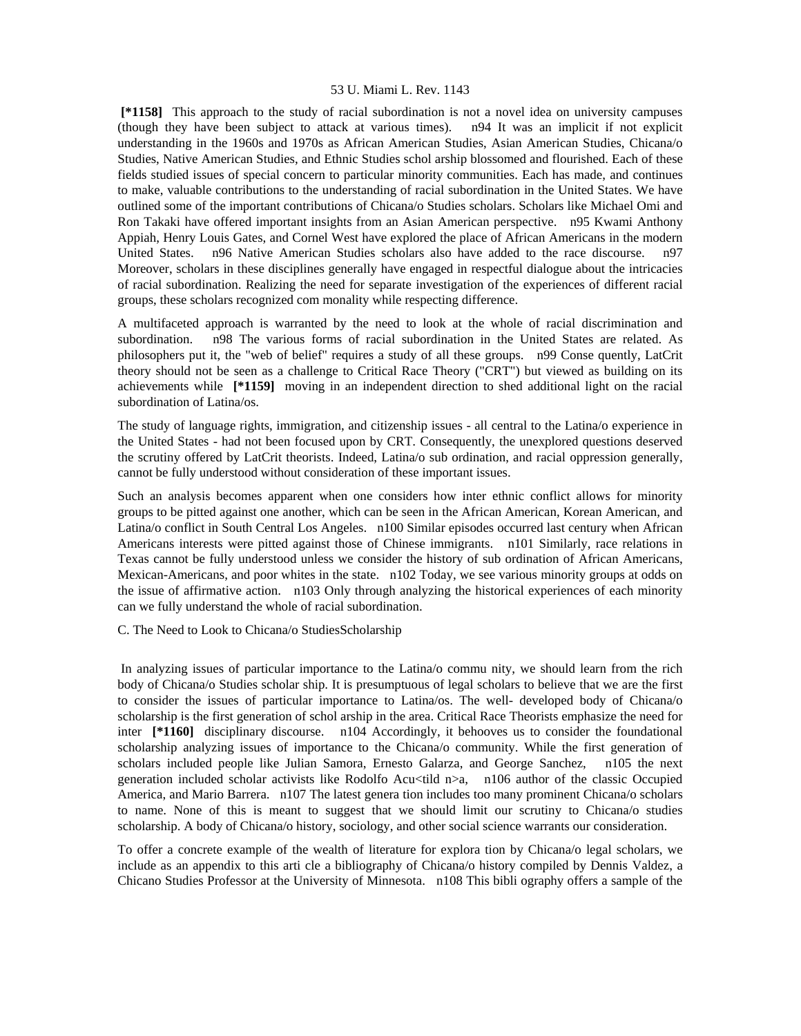**[*1158]** This approach to the study of racial subordination is not a novel idea on university campuses (though they have been subject to attack at various times). n94 It was an implicit if not explicit understanding in the 1960s and 1970s as African American Studies, Asian American Studies, Chicana/o Studies, Native American Studies, and Ethnic Studies schol arship blossomed and flourished. Each of these fields studied issues of special concern to particular minority communities. Each has made, and continues to make, valuable contributions to the understanding of racial subordination in the United States. We have outlined some of the important contributions of Chicana/o Studies scholars. Scholars like Michael Omi and Ron Takaki have offered important insights from an Asian American perspective. n95 Kwami Anthony Appiah, Henry Louis Gates, and Cornel West have explored the place of African Americans in the modern United States. n96 Native American Studies scholars also have added to the race discourse. n97 Moreover, scholars in these disciplines generally have engaged in respectful dialogue about the intricacies of racial subordination. Realizing the need for separate investigation of the experiences of different racial groups, these scholars recognized com monality while respecting difference.

A multifaceted approach is warranted by the need to look at the whole of racial discrimination and subordination. n98 The various forms of racial subordination in the United States are related. As philosophers put it, the "web of belief" requires a study of all these groups. n99 Conse quently, LatCrit theory should not be seen as a challenge to Critical Race Theory ("CRT") but viewed as building on its achievements while **[*1159]** moving in an independent direction to shed additional light on the racial subordination of Latina/os.

The study of language rights, immigration, and citizenship issues - all central to the Latina/o experience in the United States - had not been focused upon by CRT. Consequently, the unexplored questions deserved the scrutiny offered by LatCrit theorists. Indeed, Latina/o sub ordination, and racial oppression generally, cannot be fully understood without consideration of these important issues.

Such an analysis becomes apparent when one considers how inter ethnic conflict allows for minority groups to be pitted against one another, which can be seen in the African American, Korean American, and Latina/o conflict in South Central Los Angeles. n100 Similar episodes occurred last century when African Americans interests were pitted against those of Chinese immigrants. n101 Similarly, race relations in Texas cannot be fully understood unless we consider the history of sub ordination of African Americans, Mexican-Americans, and poor whites in the state. n102 Today, we see various minority groups at odds on the issue of affirmative action. n103 Only through analyzing the historical experiences of each minority can we fully understand the whole of racial subordination.

C. The Need to Look to Chicana/o StudiesScholarship

In analyzing issues of particular importance to the Latina/o commu nity, we should learn from the rich body of Chicana/o Studies scholar ship. It is presumptuous of legal scholars to believe that we are the first to consider the issues of particular importance to Latina/os. The well- developed body of Chicana/o scholarship is the first generation of schol arship in the area. Critical Race Theorists emphasize the need for inter **[*1160]** disciplinary discourse. n104 Accordingly, it behooves us to consider the foundational scholarship analyzing issues of importance to the Chicana/o community. While the first generation of scholars included people like Julian Samora, Ernesto Galarza, and George Sanchez, n105 the next generation included scholar activists like Rodolfo Acu<tild n>a, n106 author of the classic Occupied America, and Mario Barrera. n107 The latest genera tion includes too many prominent Chicana/o scholars to name. None of this is meant to suggest that we should limit our scrutiny to Chicana/o studies scholarship. A body of Chicana/o history, sociology, and other social science warrants our consideration.

To offer a concrete example of the wealth of literature for explora tion by Chicana/o legal scholars, we include as an appendix to this arti cle a bibliography of Chicana/o history compiled by Dennis Valdez, a Chicano Studies Professor at the University of Minnesota. n108 This bibli ography offers a sample of the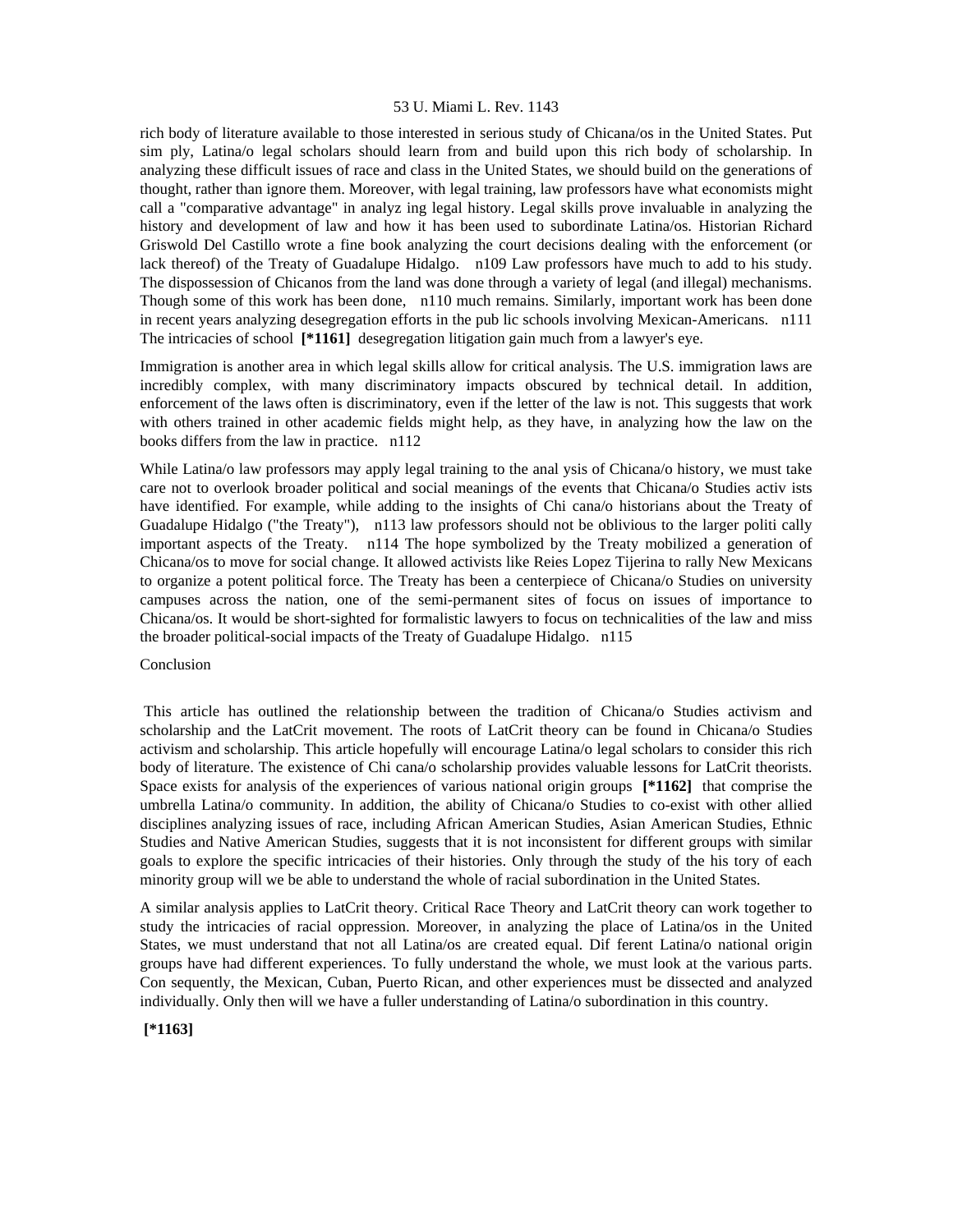rich body of literature available to those interested in serious study of Chicana/os in the United States. Put sim ply, Latina/o legal scholars should learn from and build upon this rich body of scholarship. In analyzing these difficult issues of race and class in the United States, we should build on the generations of thought, rather than ignore them. Moreover, with legal training, law professors have what economists might call a "comparative advantage" in analyz ing legal history. Legal skills prove invaluable in analyzing the history and development of law and how it has been used to subordinate Latina/os. Historian Richard Griswold Del Castillo wrote a fine book analyzing the court decisions dealing with the enforcement (or lack thereof) of the Treaty of Guadalupe Hidalgo. n109 Law professors have much to add to his study. The dispossession of Chicanos from the land was done through a variety of legal (and illegal) mechanisms. Though some of this work has been done, n110 much remains. Similarly, important work has been done in recent years analyzing desegregation efforts in the pub lic schools involving Mexican-Americans. n111 The intricacies of school **[*1161]** desegregation litigation gain much from a lawyer's eye.

Immigration is another area in which legal skills allow for critical analysis. The U.S. immigration laws are incredibly complex, with many discriminatory impacts obscured by technical detail. In addition, enforcement of the laws often is discriminatory, even if the letter of the law is not. This suggests that work with others trained in other academic fields might help, as they have, in analyzing how the law on the books differs from the law in practice. n112

While Latina/o law professors may apply legal training to the anal ysis of Chicana/o history, we must take care not to overlook broader political and social meanings of the events that Chicana/o Studies activ ists have identified. For example, while adding to the insights of Chi cana/o historians about the Treaty of Guadalupe Hidalgo ("the Treaty"), n113 law professors should not be oblivious to the larger politi cally important aspects of the Treaty. n114 The hope symbolized by the Treaty mobilized a generation of Chicana/os to move for social change. It allowed activists like Reies Lopez Tijerina to rally New Mexicans to organize a potent political force. The Treaty has been a centerpiece of Chicana/o Studies on university campuses across the nation, one of the semi-permanent sites of focus on issues of importance to Chicana/os. It would be short-sighted for formalistic lawyers to focus on technicalities of the law and miss the broader political-social impacts of the Treaty of Guadalupe Hidalgo. n115

Conclusion

This article has outlined the relationship between the tradition of Chicana/o Studies activism and scholarship and the LatCrit movement. The roots of LatCrit theory can be found in Chicana/o Studies activism and scholarship. This article hopefully will encourage Latina/o legal scholars to consider this rich body of literature. The existence of Chi cana/o scholarship provides valuable lessons for LatCrit theorists. Space exists for analysis of the experiences of various national origin groups **[*1162]** that comprise the umbrella Latina/o community. In addition, the ability of Chicana/o Studies to co-exist with other allied disciplines analyzing issues of race, including African American Studies, Asian American Studies, Ethnic Studies and Native American Studies, suggests that it is not inconsistent for different groups with similar goals to explore the specific intricacies of their histories. Only through the study of the his tory of each minority group will we be able to understand the whole of racial subordination in the United States.

A similar analysis applies to LatCrit theory. Critical Race Theory and LatCrit theory can work together to study the intricacies of racial oppression. Moreover, in analyzing the place of Latina/os in the United States, we must understand that not all Latina/os are created equal. Dif ferent Latina/o national origin groups have had different experiences. To fully understand the whole, we must look at the various parts. Con sequently, the Mexican, Cuban, Puerto Rican, and other experiences must be dissected and analyzed individually. Only then will we have a fuller understanding of Latina/o subordination in this country.

**[*1163]**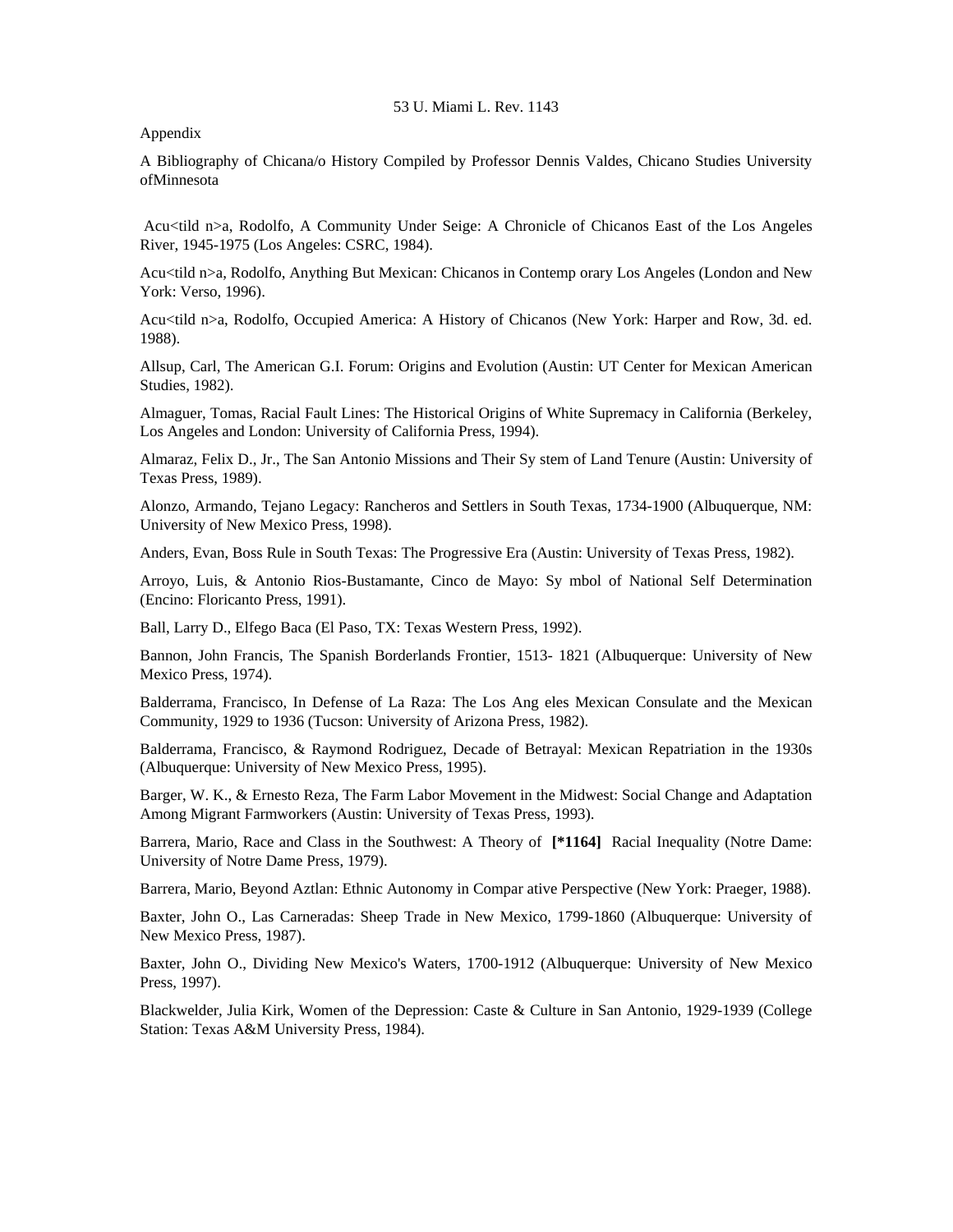Appendix

A Bibliography of Chicana/o History Compiled by Professor Dennis Valdes, Chicano Studies University ofMinnesota

Acu<tild n>a, Rodolfo, A Community Under Seige: A Chronicle of Chicanos East of the Los Angeles River, 1945-1975 (Los Angeles: CSRC, 1984).

Acu<tild n>a, Rodolfo, Anything But Mexican: Chicanos in Contemp orary Los Angeles (London and New York: Verso, 1996).

Acu<tild n>a, Rodolfo, Occupied America: A History of Chicanos (New York: Harper and Row, 3d. ed. 1988).

Allsup, Carl, The American G.I. Forum: Origins and Evolution (Austin: UT Center for Mexican American Studies, 1982).

Almaguer, Tomas, Racial Fault Lines: The Historical Origins of White Supremacy in California (Berkeley, Los Angeles and London: University of California Press, 1994).

Almaraz, Felix D., Jr., The San Antonio Missions and Their Sy stem of Land Tenure (Austin: University of Texas Press, 1989).

Alonzo, Armando, Tejano Legacy: Rancheros and Settlers in South Texas, 1734-1900 (Albuquerque, NM: University of New Mexico Press, 1998).

Anders, Evan, Boss Rule in South Texas: The Progressive Era (Austin: University of Texas Press, 1982).

Arroyo, Luis, & Antonio Rios-Bustamante, Cinco de Mayo: Sy mbol of National Self Determination (Encino: Floricanto Press, 1991).

Ball, Larry D., Elfego Baca (El Paso, TX: Texas Western Press, 1992).

Bannon, John Francis, The Spanish Borderlands Frontier, 1513- 1821 (Albuquerque: University of New Mexico Press, 1974).

Balderrama, Francisco, In Defense of La Raza: The Los Ang eles Mexican Consulate and the Mexican Community, 1929 to 1936 (Tucson: University of Arizona Press, 1982).

Balderrama, Francisco, & Raymond Rodriguez, Decade of Betrayal: Mexican Repatriation in the 1930s (Albuquerque: University of New Mexico Press, 1995).

Barger, W. K., & Ernesto Reza, The Farm Labor Movement in the Midwest: Social Change and Adaptation Among Migrant Farmworkers (Austin: University of Texas Press, 1993).

Barrera, Mario, Race and Class in the Southwest: A Theory of **[*1164]** Racial Inequality (Notre Dame: University of Notre Dame Press, 1979).

Barrera, Mario, Beyond Aztlan: Ethnic Autonomy in Compar ative Perspective (New York: Praeger, 1988).

Baxter, John O., Las Carneradas: Sheep Trade in New Mexico, 1799-1860 (Albuquerque: University of New Mexico Press, 1987).

Baxter, John O., Dividing New Mexico's Waters, 1700-1912 (Albuquerque: University of New Mexico Press, 1997).

Blackwelder, Julia Kirk, Women of the Depression: Caste & Culture in San Antonio, 1929-1939 (College Station: Texas A&M University Press, 1984).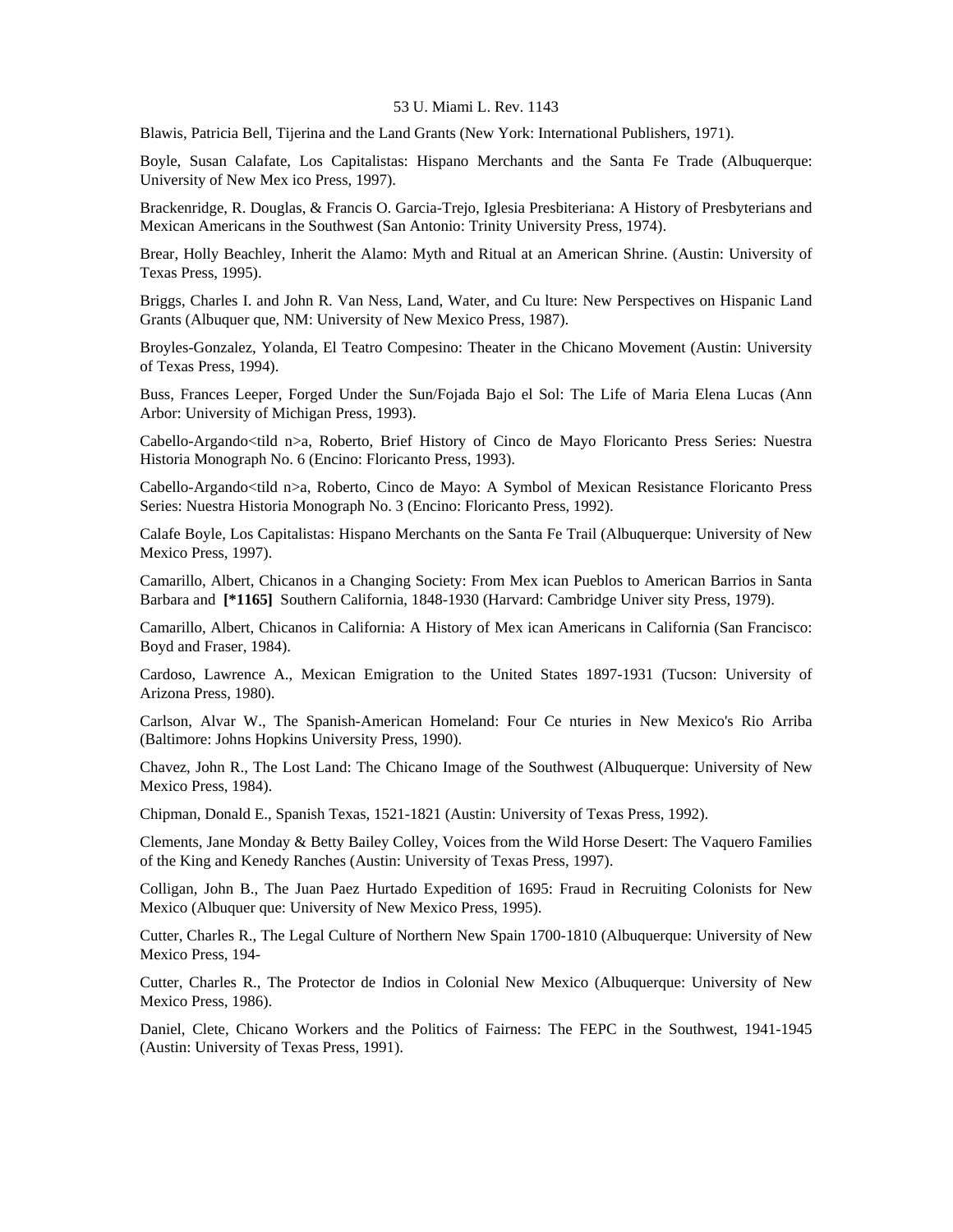Blawis, Patricia Bell, Tijerina and the Land Grants (New York: International Publishers, 1971).

Boyle, Susan Calafate, Los Capitalistas: Hispano Merchants and the Santa Fe Trade (Albuquerque: University of New Mex ico Press, 1997).

Brackenridge, R. Douglas, & Francis O. Garcia-Trejo, Iglesia Presbiteriana: A History of Presbyterians and Mexican Americans in the Southwest (San Antonio: Trinity University Press, 1974).

Brear, Holly Beachley, Inherit the Alamo: Myth and Ritual at an American Shrine. (Austin: University of Texas Press, 1995).

Briggs, Charles I. and John R. Van Ness, Land, Water, and Cu lture: New Perspectives on Hispanic Land Grants (Albuquer que, NM: University of New Mexico Press, 1987).

Broyles-Gonzalez, Yolanda, El Teatro Compesino: Theater in the Chicano Movement (Austin: University of Texas Press, 1994).

Buss, Frances Leeper, Forged Under the Sun/Fojada Bajo el Sol: The Life of Maria Elena Lucas (Ann Arbor: University of Michigan Press, 1993).

Cabello-Argando<tild n>a, Roberto, Brief History of Cinco de Mayo Floricanto Press Series: Nuestra Historia Monograph No. 6 (Encino: Floricanto Press, 1993).

Cabello-Argando<tild n>a, Roberto, Cinco de Mayo: A Symbol of Mexican Resistance Floricanto Press Series: Nuestra Historia Monograph No. 3 (Encino: Floricanto Press, 1992).

Calafe Boyle, Los Capitalistas: Hispano Merchants on the Santa Fe Trail (Albuquerque: University of New Mexico Press, 1997).

Camarillo, Albert, Chicanos in a Changing Society: From Mex ican Pueblos to American Barrios in Santa Barbara and **[*1165]** Southern California, 1848-1930 (Harvard: Cambridge Univer sity Press, 1979).

Camarillo, Albert, Chicanos in California: A History of Mex ican Americans in California (San Francisco: Boyd and Fraser, 1984).

Cardoso, Lawrence A., Mexican Emigration to the United States 1897-1931 (Tucson: University of Arizona Press, 1980).

Carlson, Alvar W., The Spanish-American Homeland: Four Ce nturies in New Mexico's Rio Arriba (Baltimore: Johns Hopkins University Press, 1990).

Chavez, John R., The Lost Land: The Chicano Image of the Southwest (Albuquerque: University of New Mexico Press, 1984).

Chipman, Donald E., Spanish Texas, 1521-1821 (Austin: University of Texas Press, 1992).

Clements, Jane Monday & Betty Bailey Colley, Voices from the Wild Horse Desert: The Vaquero Families of the King and Kenedy Ranches (Austin: University of Texas Press, 1997).

Colligan, John B., The Juan Paez Hurtado Expedition of 1695: Fraud in Recruiting Colonists for New Mexico (Albuquer que: University of New Mexico Press, 1995).

Cutter, Charles R., The Legal Culture of Northern New Spain 1700-1810 (Albuquerque: University of New Mexico Press, 194-

Cutter, Charles R., The Protector de Indios in Colonial New Mexico (Albuquerque: University of New Mexico Press, 1986).

Daniel, Clete, Chicano Workers and the Politics of Fairness: The FEPC in the Southwest, 1941-1945 (Austin: University of Texas Press, 1991).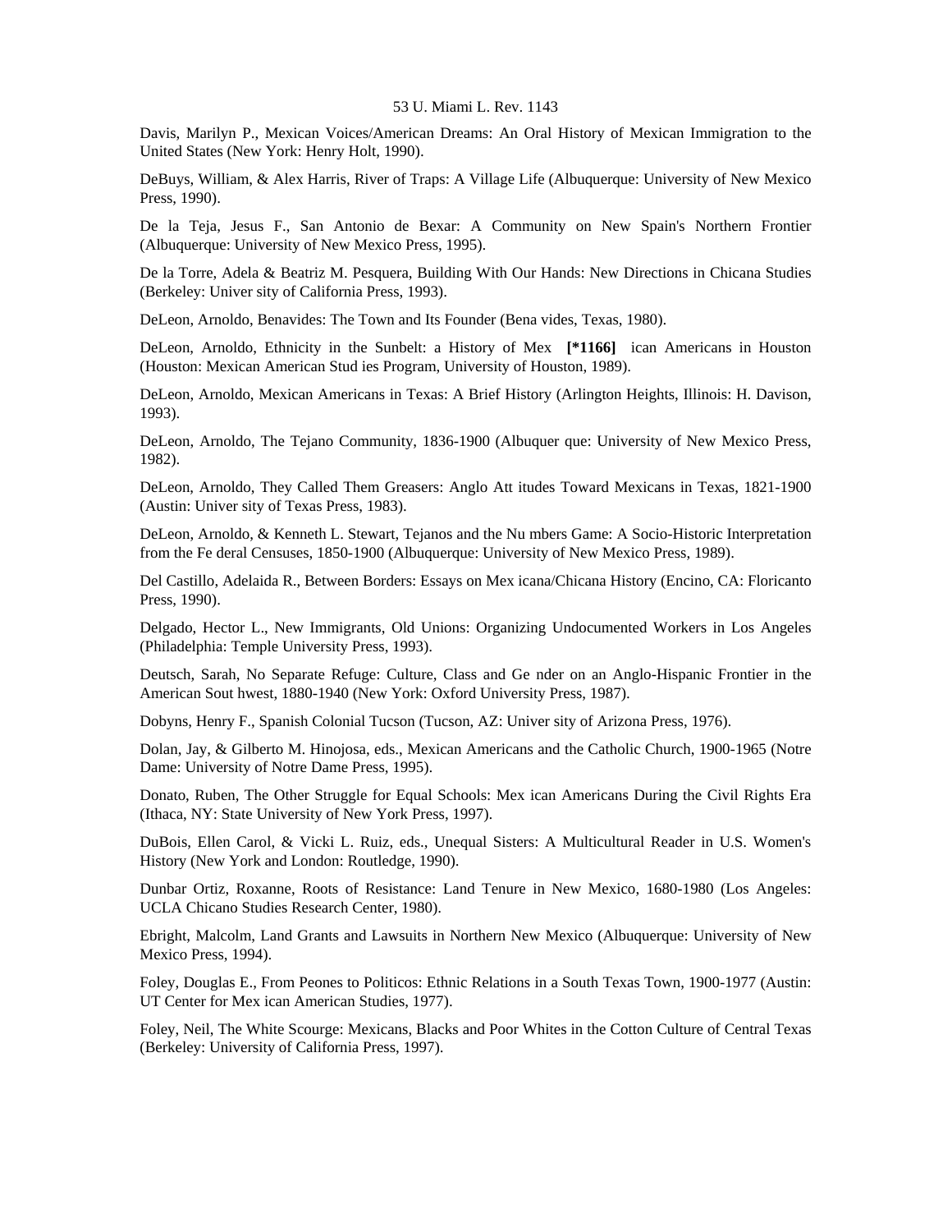Davis, Marilyn P., Mexican Voices/American Dreams: An Oral History of Mexican Immigration to the United States (New York: Henry Holt, 1990).

DeBuys, William, & Alex Harris, River of Traps: A Village Life (Albuquerque: University of New Mexico Press, 1990).

De la Teja, Jesus F., San Antonio de Bexar: A Community on New Spain's Northern Frontier (Albuquerque: University of New Mexico Press, 1995).

De la Torre, Adela & Beatriz M. Pesquera, Building With Our Hands: New Directions in Chicana Studies (Berkeley: Univer sity of California Press, 1993).

DeLeon, Arnoldo, Benavides: The Town and Its Founder (Bena vides, Texas, 1980).

DeLeon, Arnoldo, Ethnicity in the Sunbelt: a History of Mex **[*1166]** ican Americans in Houston (Houston: Mexican American Stud ies Program, University of Houston, 1989).

DeLeon, Arnoldo, Mexican Americans in Texas: A Brief History (Arlington Heights, Illinois: H. Davison, 1993).

DeLeon, Arnoldo, The Tejano Community, 1836-1900 (Albuquer que: University of New Mexico Press, 1982).

DeLeon, Arnoldo, They Called Them Greasers: Anglo Att itudes Toward Mexicans in Texas, 1821-1900 (Austin: Univer sity of Texas Press, 1983).

DeLeon, Arnoldo, & Kenneth L. Stewart, Tejanos and the Nu mbers Game: A Socio-Historic Interpretation from the Fe deral Censuses, 1850-1900 (Albuquerque: University of New Mexico Press, 1989).

Del Castillo, Adelaida R., Between Borders: Essays on Mex icana/Chicana History (Encino, CA: Floricanto Press, 1990).

Delgado, Hector L., New Immigrants, Old Unions: Organizing Undocumented Workers in Los Angeles (Philadelphia: Temple University Press, 1993).

Deutsch, Sarah, No Separate Refuge: Culture, Class and Ge nder on an Anglo-Hispanic Frontier in the American Sout hwest, 1880-1940 (New York: Oxford University Press, 1987).

Dobyns, Henry F., Spanish Colonial Tucson (Tucson, AZ: Univer sity of Arizona Press, 1976).

Dolan, Jay, & Gilberto M. Hinojosa, eds., Mexican Americans and the Catholic Church, 1900-1965 (Notre Dame: University of Notre Dame Press, 1995).

Donato, Ruben, The Other Struggle for Equal Schools: Mex ican Americans During the Civil Rights Era (Ithaca, NY: State University of New York Press, 1997).

DuBois, Ellen Carol, & Vicki L. Ruiz, eds., Unequal Sisters: A Multicultural Reader in U.S. Women's History (New York and London: Routledge, 1990).

Dunbar Ortiz, Roxanne, Roots of Resistance: Land Tenure in New Mexico, 1680-1980 (Los Angeles: UCLA Chicano Studies Research Center, 1980).

Ebright, Malcolm, Land Grants and Lawsuits in Northern New Mexico (Albuquerque: University of New Mexico Press, 1994).

Foley, Douglas E., From Peones to Politicos: Ethnic Relations in a South Texas Town, 1900-1977 (Austin: UT Center for Mex ican American Studies, 1977).

Foley, Neil, The White Scourge: Mexicans, Blacks and Poor Whites in the Cotton Culture of Central Texas (Berkeley: University of California Press, 1997).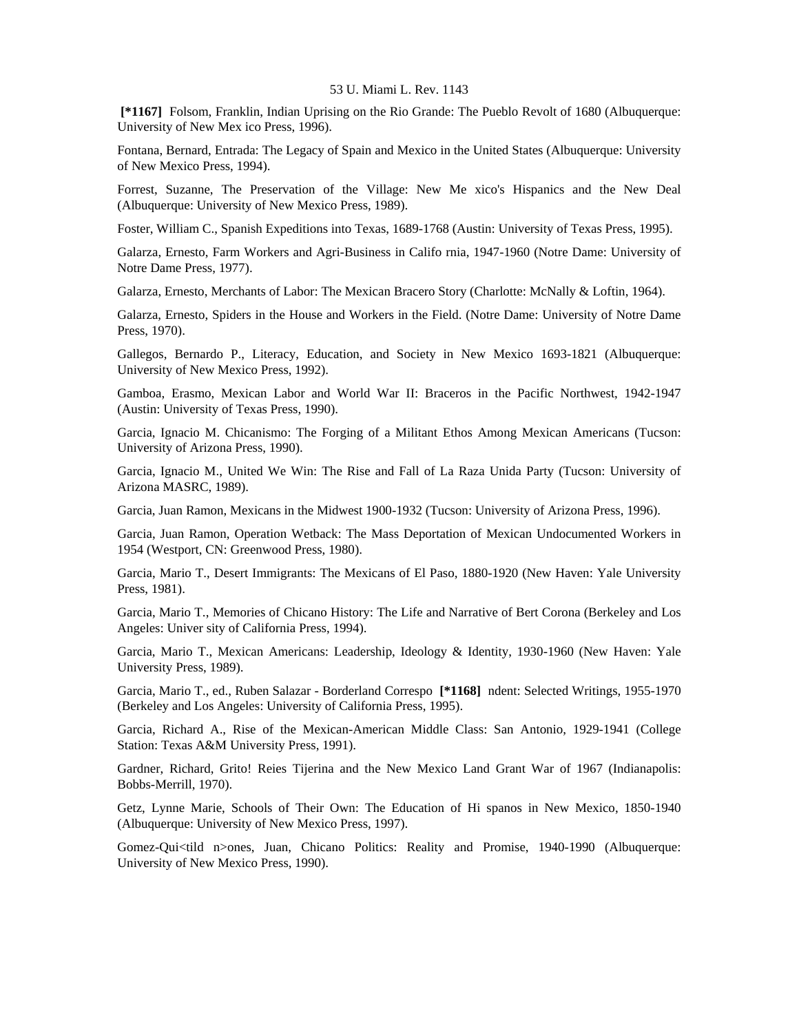**[*1167]** Folsom, Franklin, Indian Uprising on the Rio Grande: The Pueblo Revolt of 1680 (Albuquerque: University of New Mex ico Press, 1996).

Fontana, Bernard, Entrada: The Legacy of Spain and Mexico in the United States (Albuquerque: University of New Mexico Press, 1994).

Forrest, Suzanne, The Preservation of the Village: New Me xico's Hispanics and the New Deal (Albuquerque: University of New Mexico Press, 1989).

Foster, William C., Spanish Expeditions into Texas, 1689-1768 (Austin: University of Texas Press, 1995).

Galarza, Ernesto, Farm Workers and Agri-Business in Califo rnia, 1947-1960 (Notre Dame: University of Notre Dame Press, 1977).

Galarza, Ernesto, Merchants of Labor: The Mexican Bracero Story (Charlotte: McNally & Loftin, 1964).

Galarza, Ernesto, Spiders in the House and Workers in the Field. (Notre Dame: University of Notre Dame Press, 1970).

Gallegos, Bernardo P., Literacy, Education, and Society in New Mexico 1693-1821 (Albuquerque: University of New Mexico Press, 1992).

Gamboa, Erasmo, Mexican Labor and World War II: Braceros in the Pacific Northwest, 1942-1947 (Austin: University of Texas Press, 1990).

Garcia, Ignacio M. Chicanismo: The Forging of a Militant Ethos Among Mexican Americans (Tucson: University of Arizona Press, 1990).

Garcia, Ignacio M., United We Win: The Rise and Fall of La Raza Unida Party (Tucson: University of Arizona MASRC, 1989).

Garcia, Juan Ramon, Mexicans in the Midwest 1900-1932 (Tucson: University of Arizona Press, 1996).

Garcia, Juan Ramon, Operation Wetback: The Mass Deportation of Mexican Undocumented Workers in 1954 (Westport, CN: Greenwood Press, 1980).

Garcia, Mario T., Desert Immigrants: The Mexicans of El Paso, 1880-1920 (New Haven: Yale University Press, 1981).

Garcia, Mario T., Memories of Chicano History: The Life and Narrative of Bert Corona (Berkeley and Los Angeles: Univer sity of California Press, 1994).

Garcia, Mario T., Mexican Americans: Leadership, Ideology & Identity, 1930-1960 (New Haven: Yale University Press, 1989).

Garcia, Mario T., ed., Ruben Salazar - Borderland Correspo **[*1168]** ndent: Selected Writings, 1955-1970 (Berkeley and Los Angeles: University of California Press, 1995).

Garcia, Richard A., Rise of the Mexican-American Middle Class: San Antonio, 1929-1941 (College Station: Texas A&M University Press, 1991).

Gardner, Richard, Grito! Reies Tijerina and the New Mexico Land Grant War of 1967 (Indianapolis: Bobbs-Merrill, 1970).

Getz, Lynne Marie, Schools of Their Own: The Education of Hi spanos in New Mexico, 1850-1940 (Albuquerque: University of New Mexico Press, 1997).

Gomez-Qui<tild n>ones, Juan, Chicano Politics: Reality and Promise, 1940-1990 (Albuquerque: University of New Mexico Press, 1990).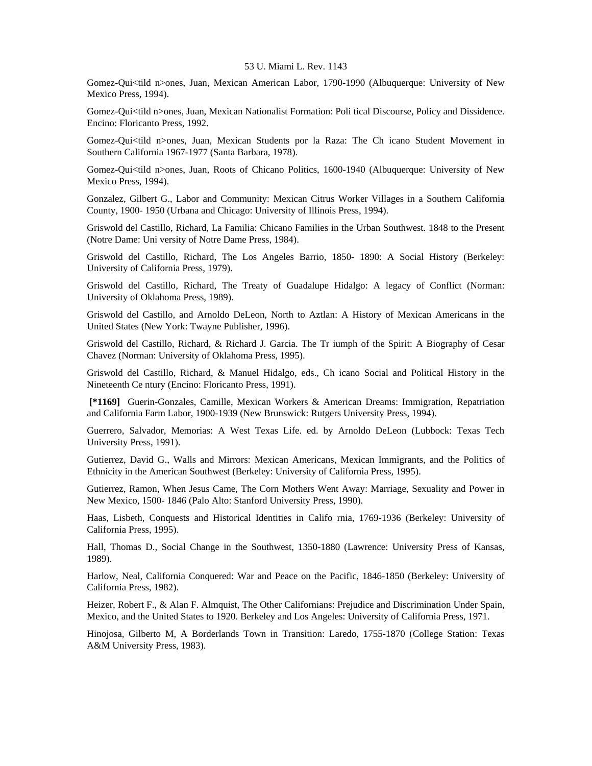Gomez-Qui<tild n>ones, Juan, Mexican American Labor, 1790-1990 (Albuquerque: University of New Mexico Press, 1994).

Gomez-Qui<tild n>ones, Juan, Mexican Nationalist Formation: Poli tical Discourse, Policy and Dissidence. Encino: Floricanto Press, 1992.

Gomez-Qui<tild n>ones, Juan, Mexican Students por la Raza: The Ch icano Student Movement in Southern California 1967-1977 (Santa Barbara, 1978).

Gomez-Qui<tild n>ones, Juan, Roots of Chicano Politics, 1600-1940 (Albuquerque: University of New Mexico Press, 1994).

Gonzalez, Gilbert G., Labor and Community: Mexican Citrus Worker Villages in a Southern California County, 1900- 1950 (Urbana and Chicago: University of Illinois Press, 1994).

Griswold del Castillo, Richard, La Familia: Chicano Families in the Urban Southwest. 1848 to the Present (Notre Dame: Uni versity of Notre Dame Press, 1984).

Griswold del Castillo, Richard, The Los Angeles Barrio, 1850- 1890: A Social History (Berkeley: University of California Press, 1979).

Griswold del Castillo, Richard, The Treaty of Guadalupe Hidalgo: A legacy of Conflict (Norman: University of Oklahoma Press, 1989).

Griswold del Castillo, and Arnoldo DeLeon, North to Aztlan: A History of Mexican Americans in the United States (New York: Twayne Publisher, 1996).

Griswold del Castillo, Richard, & Richard J. Garcia. The Tr iumph of the Spirit: A Biography of Cesar Chavez (Norman: University of Oklahoma Press, 1995).

Griswold del Castillo, Richard, & Manuel Hidalgo, eds., Ch icano Social and Political History in the Nineteenth Ce ntury (Encino: Floricanto Press, 1991).

**[*1169]** Guerin-Gonzales, Camille, Mexican Workers & American Dreams: Immigration, Repatriation and California Farm Labor, 1900-1939 (New Brunswick: Rutgers University Press, 1994).

Guerrero, Salvador, Memorias: A West Texas Life. ed. by Arnoldo DeLeon (Lubbock: Texas Tech University Press, 1991).

Gutierrez, David G., Walls and Mirrors: Mexican Americans, Mexican Immigrants, and the Politics of Ethnicity in the American Southwest (Berkeley: University of California Press, 1995).

Gutierrez, Ramon, When Jesus Came, The Corn Mothers Went Away: Marriage, Sexuality and Power in New Mexico, 1500- 1846 (Palo Alto: Stanford University Press, 1990).

Haas, Lisbeth, Conquests and Historical Identities in Califo rnia, 1769-1936 (Berkeley: University of California Press, 1995).

Hall, Thomas D., Social Change in the Southwest, 1350-1880 (Lawrence: University Press of Kansas, 1989).

Harlow, Neal, California Conquered: War and Peace on the Pacific, 1846-1850 (Berkeley: University of California Press, 1982).

Heizer, Robert F., & Alan F. Almquist, The Other Californians: Prejudice and Discrimination Under Spain, Mexico, and the United States to 1920. Berkeley and Los Angeles: University of California Press, 1971.

Hinojosa, Gilberto M, A Borderlands Town in Transition: Laredo, 1755-1870 (College Station: Texas A&M University Press, 1983).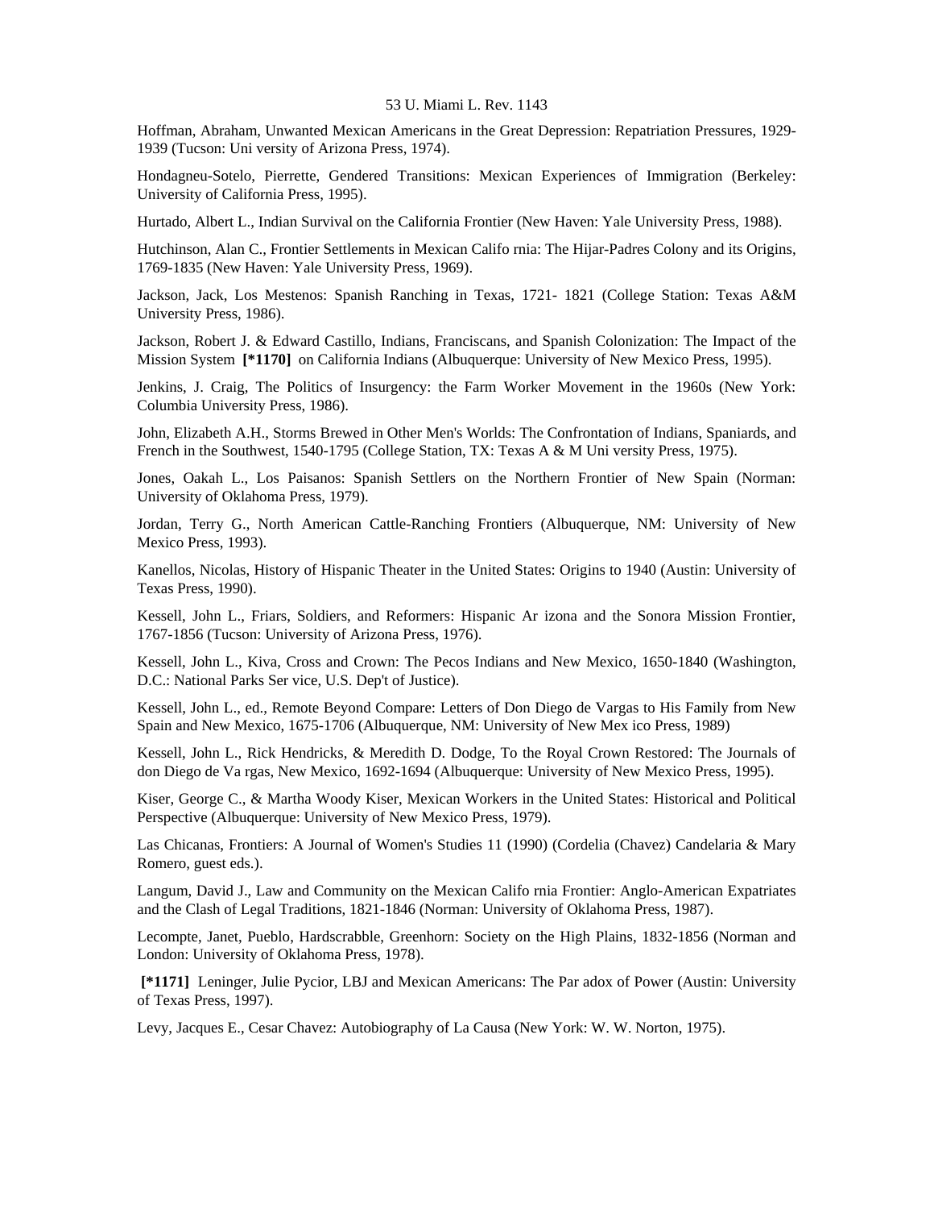Hoffman, Abraham, Unwanted Mexican Americans in the Great Depression: Repatriation Pressures, 1929-1939 (Tucson: Uni versity of Arizona Press, 1974).

Hondagneu-Sotelo, Pierrette, Gendered Transitions: Mexican Experiences of Immigration (Berkeley: University of California Press, 1995).

Hurtado, Albert L., Indian Survival on the California Frontier (New Haven: Yale University Press, 1988).

Hutchinson, Alan C., Frontier Settlements in Mexican Califo rnia: The Hijar-Padres Colony and its Origins, 1769-1835 (New Haven: Yale University Press, 1969).

Jackson, Jack, Los Mestenos: Spanish Ranching in Texas, 1721- 1821 (College Station: Texas A&M University Press, 1986).

Jackson, Robert J. & Edward Castillo, Indians, Franciscans, and Spanish Colonization: The Impact of the Mission System **[*1170]** on California Indians (Albuquerque: University of New Mexico Press, 1995).

Jenkins, J. Craig, The Politics of Insurgency: the Farm Worker Movement in the 1960s (New York: Columbia University Press, 1986).

John, Elizabeth A.H., Storms Brewed in Other Men's Worlds: The Confrontation of Indians, Spaniards, and French in the Southwest, 1540-1795 (College Station, TX: Texas A & M Uni versity Press, 1975).

Jones, Oakah L., Los Paisanos: Spanish Settlers on the Northern Frontier of New Spain (Norman: University of Oklahoma Press, 1979).

Jordan, Terry G., North American Cattle-Ranching Frontiers (Albuquerque, NM: University of New Mexico Press, 1993).

Kanellos, Nicolas, History of Hispanic Theater in the United States: Origins to 1940 (Austin: University of Texas Press, 1990).

Kessell, John L., Friars, Soldiers, and Reformers: Hispanic Ar izona and the Sonora Mission Frontier, 1767-1856 (Tucson: University of Arizona Press, 1976).

Kessell, John L., Kiva, Cross and Crown: The Pecos Indians and New Mexico, 1650-1840 (Washington, D.C.: National Parks Ser vice, U.S. Dep't of Justice).

Kessell, John L., ed., Remote Beyond Compare: Letters of Don Diego de Vargas to His Family from New Spain and New Mexico, 1675-1706 (Albuquerque, NM: University of New Mex ico Press, 1989)

Kessell, John L., Rick Hendricks, & Meredith D. Dodge, To the Royal Crown Restored: The Journals of don Diego de Va rgas, New Mexico, 1692-1694 (Albuquerque: University of New Mexico Press, 1995).

Kiser, George C., & Martha Woody Kiser, Mexican Workers in the United States: Historical and Political Perspective (Albuquerque: University of New Mexico Press, 1979).

Las Chicanas, Frontiers: A Journal of Women's Studies 11 (1990) (Cordelia (Chavez) Candelaria & Mary Romero, guest eds.).

Langum, David J., Law and Community on the Mexican Califo rnia Frontier: Anglo-American Expatriates and the Clash of Legal Traditions, 1821-1846 (Norman: University of Oklahoma Press, 1987).

Lecompte, Janet, Pueblo, Hardscrabble, Greenhorn: Society on the High Plains, 1832-1856 (Norman and London: University of Oklahoma Press, 1978).

**[*1171]** Leninger, Julie Pycior, LBJ and Mexican Americans: The Par adox of Power (Austin: University of Texas Press, 1997).

Levy, Jacques E., Cesar Chavez: Autobiography of La Causa (New York: W. W. Norton, 1975).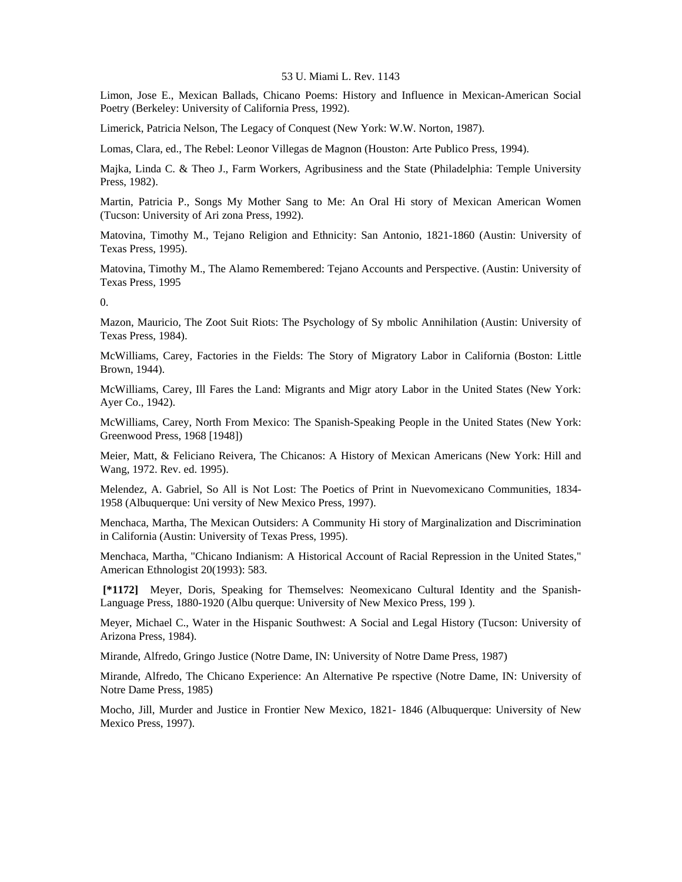Limon, Jose E., Mexican Ballads, Chicano Poems: History and Influence in Mexican-American Social Poetry (Berkeley: University of California Press, 1992).

Limerick, Patricia Nelson, The Legacy of Conquest (New York: W.W. Norton, 1987).

Lomas, Clara, ed., The Rebel: Leonor Villegas de Magnon (Houston: Arte Publico Press, 1994).

Majka, Linda C. & Theo J., Farm Workers, Agribusiness and the State (Philadelphia: Temple University Press, 1982).

Martin, Patricia P., Songs My Mother Sang to Me: An Oral Hi story of Mexican American Women (Tucson: University of Ari zona Press, 1992).

Matovina, Timothy M., Tejano Religion and Ethnicity: San Antonio, 1821-1860 (Austin: University of Texas Press, 1995).

Matovina, Timothy M., The Alamo Remembered: Tejano Accounts and Perspective. (Austin: University of Texas Press, 1995

0.

Mazon, Mauricio, The Zoot Suit Riots: The Psychology of Sy mbolic Annihilation (Austin: University of Texas Press, 1984).

McWilliams, Carey, Factories in the Fields: The Story of Migratory Labor in California (Boston: Little Brown, 1944).

McWilliams, Carey, Ill Fares the Land: Migrants and Migr atory Labor in the United States (New York: Ayer Co., 1942).

McWilliams, Carey, North From Mexico: The Spanish-Speaking People in the United States (New York: Greenwood Press, 1968 [1948])

Meier, Matt, & Feliciano Reivera, The Chicanos: A History of Mexican Americans (New York: Hill and Wang, 1972. Rev. ed. 1995).

Melendez, A. Gabriel, So All is Not Lost: The Poetics of Print in Nuevomexicano Communities, 1834-1958 (Albuquerque: Uni versity of New Mexico Press, 1997).

Menchaca, Martha, The Mexican Outsiders: A Community Hi story of Marginalization and Discrimination in California (Austin: University of Texas Press, 1995).

Menchaca, Martha, "Chicano Indianism: A Historical Account of Racial Repression in the United States," American Ethnologist 20(1993): 583.

**[*1172]** Meyer, Doris, Speaking for Themselves: Neomexicano Cultural Identity and the Spanish-Language Press, 1880-1920 (Albu querque: University of New Mexico Press, 199 ).

Meyer, Michael C., Water in the Hispanic Southwest: A Social and Legal History (Tucson: University of Arizona Press, 1984).

Mirande, Alfredo, Gringo Justice (Notre Dame, IN: University of Notre Dame Press, 1987)

Mirande, Alfredo, The Chicano Experience: An Alternative Pe rspective (Notre Dame, IN: University of Notre Dame Press, 1985)

Mocho, Jill, Murder and Justice in Frontier New Mexico, 1821- 1846 (Albuquerque: University of New Mexico Press, 1997).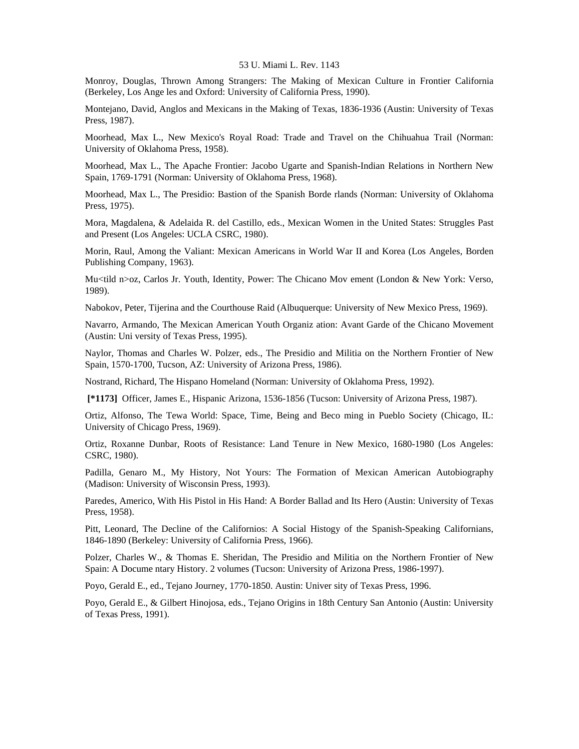Monroy, Douglas, Thrown Among Strangers: The Making of Mexican Culture in Frontier California (Berkeley, Los Ange les and Oxford: University of California Press, 1990).

Montejano, David, Anglos and Mexicans in the Making of Texas, 1836-1936 (Austin: University of Texas Press, 1987).

Moorhead, Max L., New Mexico's Royal Road: Trade and Travel on the Chihuahua Trail (Norman: University of Oklahoma Press, 1958).

Moorhead, Max L., The Apache Frontier: Jacobo Ugarte and Spanish-Indian Relations in Northern New Spain, 1769-1791 (Norman: University of Oklahoma Press, 1968).

Moorhead, Max L., The Presidio: Bastion of the Spanish Borde rlands (Norman: University of Oklahoma Press, 1975).

Mora, Magdalena, & Adelaida R. del Castillo, eds., Mexican Women in the United States: Struggles Past and Present (Los Angeles: UCLA CSRC, 1980).

Morin, Raul, Among the Valiant: Mexican Americans in World War II and Korea (Los Angeles, Borden Publishing Company, 1963).

Mu<tild n>oz, Carlos Jr. Youth, Identity, Power: The Chicano Mov ement (London & New York: Verso, 1989).

Nabokov, Peter, Tijerina and the Courthouse Raid (Albuquerque: University of New Mexico Press, 1969).

Navarro, Armando, The Mexican American Youth Organiz ation: Avant Garde of the Chicano Movement (Austin: Uni versity of Texas Press, 1995).

Naylor, Thomas and Charles W. Polzer, eds., The Presidio and Militia on the Northern Frontier of New Spain, 1570-1700, Tucson, AZ: University of Arizona Press, 1986).

Nostrand, Richard, The Hispano Homeland (Norman: University of Oklahoma Press, 1992).

**[*1173]** Officer, James E., Hispanic Arizona, 1536-1856 (Tucson: University of Arizona Press, 1987).

Ortiz, Alfonso, The Tewa World: Space, Time, Being and Beco ming in Pueblo Society (Chicago, IL: University of Chicago Press, 1969).

Ortiz, Roxanne Dunbar, Roots of Resistance: Land Tenure in New Mexico, 1680-1980 (Los Angeles: CSRC, 1980).

Padilla, Genaro M., My History, Not Yours: The Formation of Mexican American Autobiography (Madison: University of Wisconsin Press, 1993).

Paredes, Americo, With His Pistol in His Hand: A Border Ballad and Its Hero (Austin: University of Texas Press, 1958).

Pitt, Leonard, The Decline of the Californios: A Social Histogy of the Spanish-Speaking Californians, 1846-1890 (Berkeley: University of California Press, 1966).

Polzer, Charles W., & Thomas E. Sheridan, The Presidio and Militia on the Northern Frontier of New Spain: A Docume ntary History. 2 volumes (Tucson: University of Arizona Press, 1986-1997).

Poyo, Gerald E., ed., Tejano Journey, 1770-1850. Austin: Univer sity of Texas Press, 1996.

Poyo, Gerald E., & Gilbert Hinojosa, eds., Tejano Origins in 18th Century San Antonio (Austin: University of Texas Press, 1991).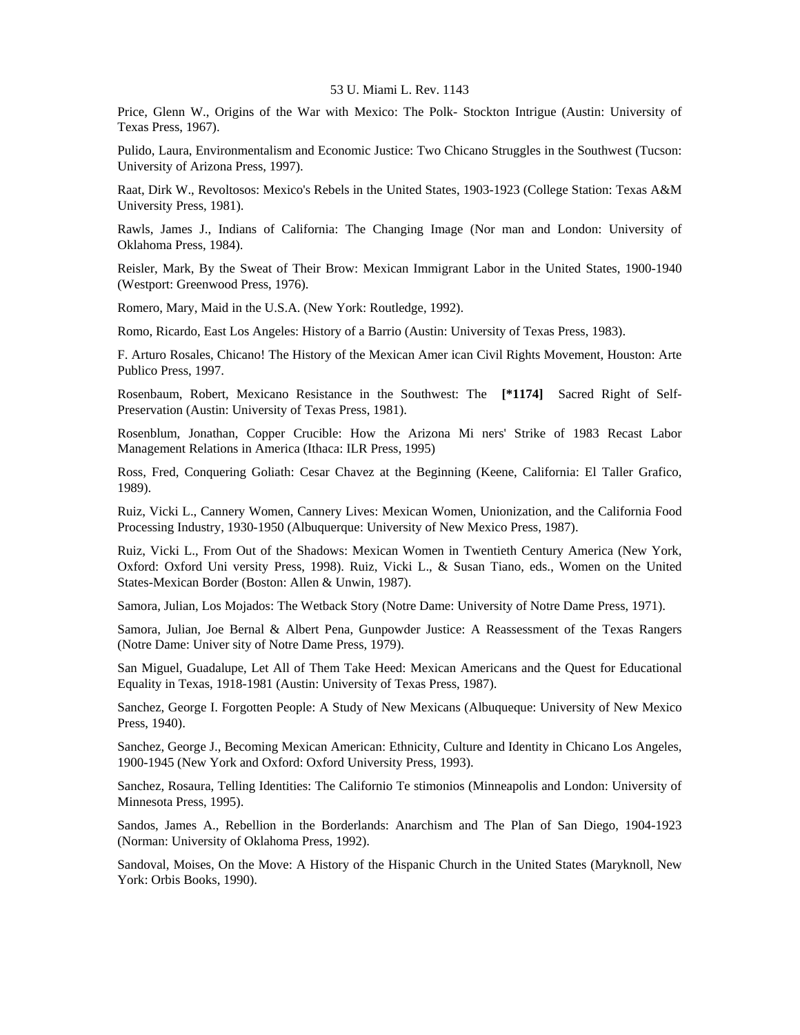Price, Glenn W., Origins of the War with Mexico: The Polk- Stockton Intrigue (Austin: University of Texas Press, 1967).

Pulido, Laura, Environmentalism and Economic Justice: Two Chicano Struggles in the Southwest (Tucson: University of Arizona Press, 1997).

Raat, Dirk W., Revoltosos: Mexico's Rebels in the United States, 1903-1923 (College Station: Texas A&M University Press, 1981).

Rawls, James J., Indians of California: The Changing Image (Nor man and London: University of Oklahoma Press, 1984).

Reisler, Mark, By the Sweat of Their Brow: Mexican Immigrant Labor in the United States, 1900-1940 (Westport: Greenwood Press, 1976).

Romero, Mary, Maid in the U.S.A. (New York: Routledge, 1992).

Romo, Ricardo, East Los Angeles: History of a Barrio (Austin: University of Texas Press, 1983).

F. Arturo Rosales, Chicano! The History of the Mexican Amer ican Civil Rights Movement, Houston: Arte Publico Press, 1997.

Rosenbaum, Robert, Mexicano Resistance in the Southwest: The **[*1174]** Sacred Right of Self-Preservation (Austin: University of Texas Press, 1981).

Rosenblum, Jonathan, Copper Crucible: How the Arizona Mi ners' Strike of 1983 Recast Labor Management Relations in America (Ithaca: ILR Press, 1995)

Ross, Fred, Conquering Goliath: Cesar Chavez at the Beginning (Keene, California: El Taller Grafico, 1989).

Ruiz, Vicki L., Cannery Women, Cannery Lives: Mexican Women, Unionization, and the California Food Processing Industry, 1930-1950 (Albuquerque: University of New Mexico Press, 1987).

Ruiz, Vicki L., From Out of the Shadows: Mexican Women in Twentieth Century America (New York, Oxford: Oxford Uni versity Press, 1998). Ruiz, Vicki L., & Susan Tiano, eds., Women on the United States-Mexican Border (Boston: Allen & Unwin, 1987).

Samora, Julian, Los Mojados: The Wetback Story (Notre Dame: University of Notre Dame Press, 1971).

Samora, Julian, Joe Bernal & Albert Pena, Gunpowder Justice: A Reassessment of the Texas Rangers (Notre Dame: Univer sity of Notre Dame Press, 1979).

San Miguel, Guadalupe, Let All of Them Take Heed: Mexican Americans and the Quest for Educational Equality in Texas, 1918-1981 (Austin: University of Texas Press, 1987).

Sanchez, George I. Forgotten People: A Study of New Mexicans (Albuqueque: University of New Mexico Press, 1940).

Sanchez, George J., Becoming Mexican American: Ethnicity, Culture and Identity in Chicano Los Angeles, 1900-1945 (New York and Oxford: Oxford University Press, 1993).

Sanchez, Rosaura, Telling Identities: The Californio Te stimonios (Minneapolis and London: University of Minnesota Press, 1995).

Sandos, James A., Rebellion in the Borderlands: Anarchism and The Plan of San Diego, 1904-1923 (Norman: University of Oklahoma Press, 1992).

Sandoval, Moises, On the Move: A History of the Hispanic Church in the United States (Maryknoll, New York: Orbis Books, 1990).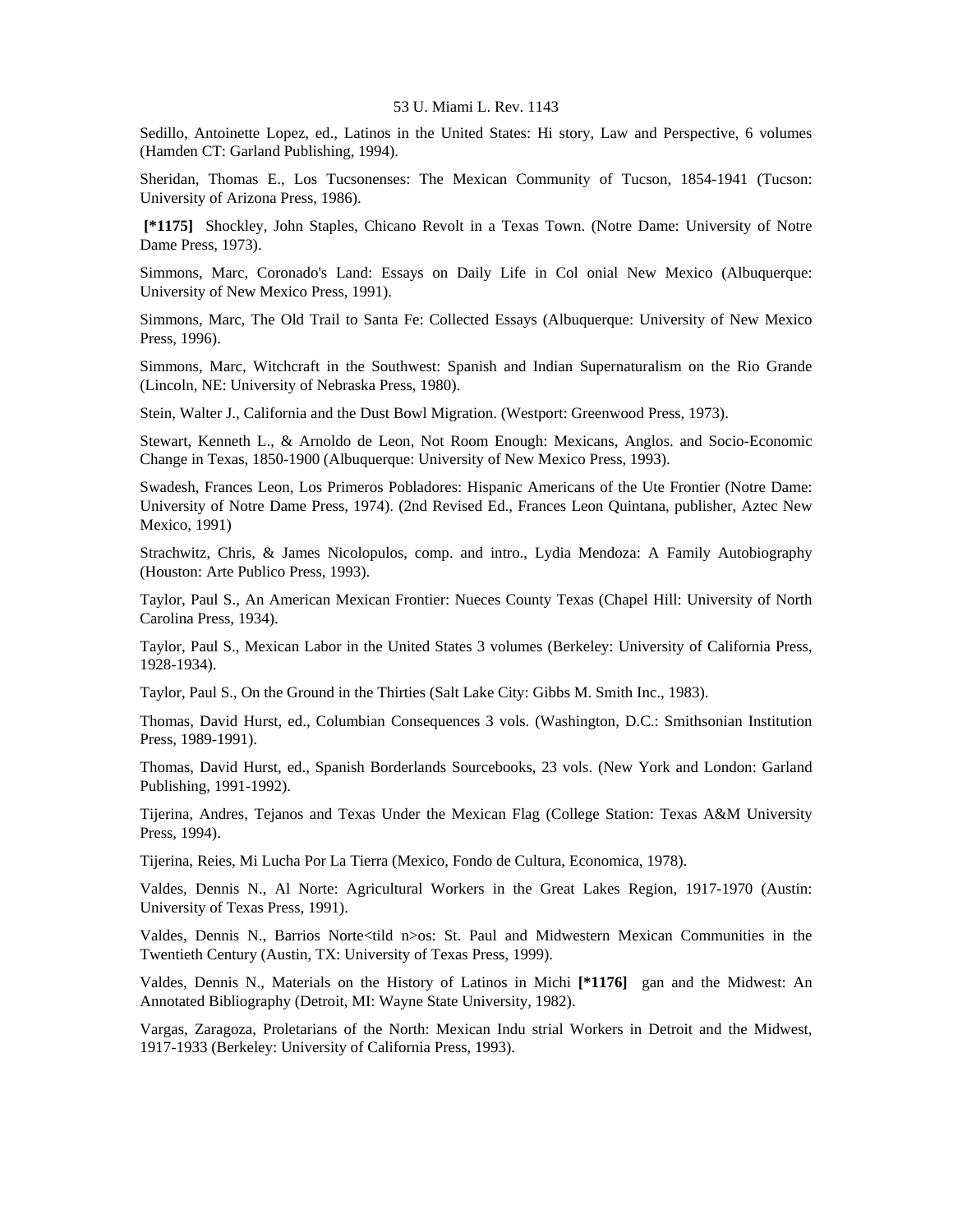Sedillo, Antoinette Lopez, ed., Latinos in the United States: Hi story, Law and Perspective, 6 volumes (Hamden CT: Garland Publishing, 1994).

Sheridan, Thomas E., Los Tucsonenses: The Mexican Community of Tucson, 1854-1941 (Tucson: University of Arizona Press, 1986).

**[*1175]** Shockley, John Staples, Chicano Revolt in a Texas Town. (Notre Dame: University of Notre Dame Press, 1973).

Simmons, Marc, Coronado's Land: Essays on Daily Life in Col onial New Mexico (Albuquerque: University of New Mexico Press, 1991).

Simmons, Marc, The Old Trail to Santa Fe: Collected Essays (Albuquerque: University of New Mexico Press, 1996).

Simmons, Marc, Witchcraft in the Southwest: Spanish and Indian Supernaturalism on the Rio Grande (Lincoln, NE: University of Nebraska Press, 1980).

Stein, Walter J., California and the Dust Bowl Migration. (Westport: Greenwood Press, 1973).

Stewart, Kenneth L., & Arnoldo de Leon, Not Room Enough: Mexicans, Anglos. and Socio-Economic Change in Texas, 1850-1900 (Albuquerque: University of New Mexico Press, 1993).

Swadesh, Frances Leon, Los Primeros Pobladores: Hispanic Americans of the Ute Frontier (Notre Dame: University of Notre Dame Press, 1974). (2nd Revised Ed., Frances Leon Quintana, publisher, Aztec New Mexico, 1991)

Strachwitz, Chris, & James Nicolopulos, comp. and intro., Lydia Mendoza: A Family Autobiography (Houston: Arte Publico Press, 1993).

Taylor, Paul S., An American Mexican Frontier: Nueces County Texas (Chapel Hill: University of North Carolina Press, 1934).

Taylor, Paul S., Mexican Labor in the United States 3 volumes (Berkeley: University of California Press, 1928-1934).

Taylor, Paul S., On the Ground in the Thirties (Salt Lake City: Gibbs M. Smith Inc., 1983).

Thomas, David Hurst, ed., Columbian Consequences 3 vols. (Washington, D.C.: Smithsonian Institution Press, 1989-1991).

Thomas, David Hurst, ed., Spanish Borderlands Sourcebooks, 23 vols. (New York and London: Garland Publishing, 1991-1992).

Tijerina, Andres, Tejanos and Texas Under the Mexican Flag (College Station: Texas A&M University Press, 1994).

Tijerina, Reies, Mi Lucha Por La Tierra (Mexico, Fondo de Cultura, Economica, 1978).

Valdes, Dennis N., Al Norte: Agricultural Workers in the Great Lakes Region, 1917-1970 (Austin: University of Texas Press, 1991).

Valdes, Dennis N., Barrios Norte<tild n>os: St. Paul and Midwestern Mexican Communities in the Twentieth Century (Austin, TX: University of Texas Press, 1999).

Valdes, Dennis N., Materials on the History of Latinos in Michi **[*1176]** gan and the Midwest: An Annotated Bibliography (Detroit, MI: Wayne State University, 1982).

Vargas, Zaragoza, Proletarians of the North: Mexican Indu strial Workers in Detroit and the Midwest, 1917-1933 (Berkeley: University of California Press, 1993).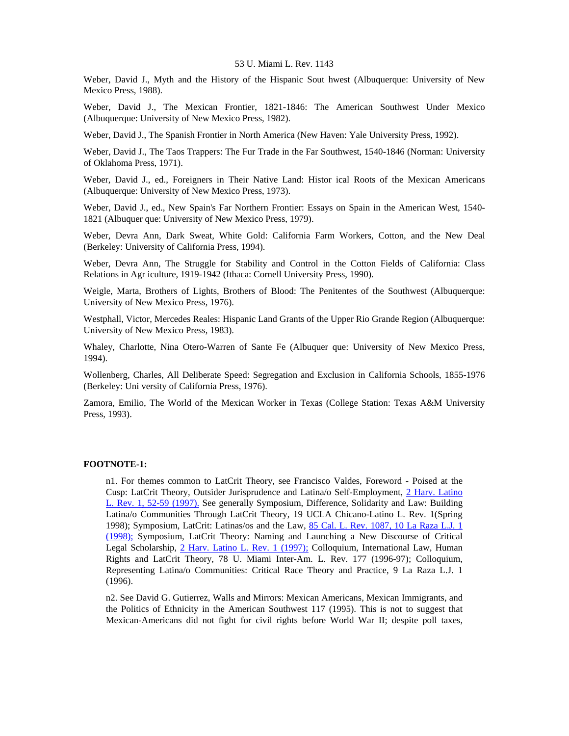Weber, David J., Myth and the History of the Hispanic Southwest (Albuquerque: University of New Mexico Press, 1988).

Weber, David J., The Mexican Frontier, 1821-1846: The American Southwest Under Mexico (Albuquerque: University of New Mexico Press, 1982).

Weber, David J., The Spanish Frontier in North America (New Haven: Yale University Press, 1992).

Weber, David J., The Taos Trappers: The Fur Trade in the Far Southwest, 1540-1846 (Norman: University of Oklahoma Press, 1971).

Weber, David J., ed., Foreigners in Their Native Land: Historical Roots of the Mexican Americans (Albuquerque: University of New Mexico Press, 1973).

Weber, David J., ed., New Spain's Far Northern Frontier: Essays on Spain in the American West, 1540-1821 (Albuquerque: University of New Mexico Press, 1979).

Weber, Devra Ann, Dark Sweat, White Gold: California Farm Workers, Cotton, and the New Deal (Berkeley: University of California Press, 1994).

Weber, Devra Ann, The Struggle for Stability and Control in the Cotton Fields of California: Class Relations in Agriculture, 1919-1942 (Ithaca: Cornell University Press, 1990).

Weigle, Marta, Brothers of Lights, Brothers of Blood: The Penitentes of the Southwest (Albuquerque: University of New Mexico Press, 1976).

Westphall, Victor, Mercedes Reales: Hispanic Land Grants of the Upper Rio Grande Region (Albuquerque: University of New Mexico Press, 1983).

Whaley, Charlotte, Nina Otero-Warren of Sante Fe (Albuquerque: University of New Mexico Press, 1994).

Wollenberg, Charles, All Deliberate Speed: Segregation and Exclusion in California Schools, 1855-1976 (Berkeley: University of California Press, 1976).

Zamora, Emilio, The World of the Mexican Worker in Texas (College Station: Texas A&M University Press, 1993).

**FOOTNOTE-1:**

n1. For themes common to LatCrit Theory, see Francisco Valdes, Foreword - Poised at the Cusp: LatCrit Theory, Outsider Jurisprudence and Latina/o Self-Employment, 2 Harv. Latino L. Rev. 1, 52-59 (1997). See generally Symposium, Difference, Solidarity and Law: Building Latina/o Communities Through LatCrit Theory, 19 UCLA Chicano-Latino L. Rev. 1(Spring 1998); Symposium, LatCrit: Latinas/os and the Law, 85 Cal. L. Rev. 1087, 10 La Raza L.J. 1 (1998); Symposium, LatCrit Theory: Naming and Launching a New Discourse of Critical Legal Scholarship, 2 Harv. Latino L. Rev. 1 (1997); Colloquium, International Law, Human Rights and LatCrit Theory, 78 U. Miami Inter-Am. L. Rev. 177 (1996-97); Colloquium, Representing Latina/o Communities: Critical Race Theory and Practice, 9 La Raza L.J. 1 (1996).

n2. See David G. Gutierrez, Walls and Mirrors: Mexican Americans, Mexican Immigrants, and the Politics of Ethnicity in the American Southwest 117 (1995). This is not to suggest that Mexican-Americans did not fight for civil rights before World War II; despite poll taxes,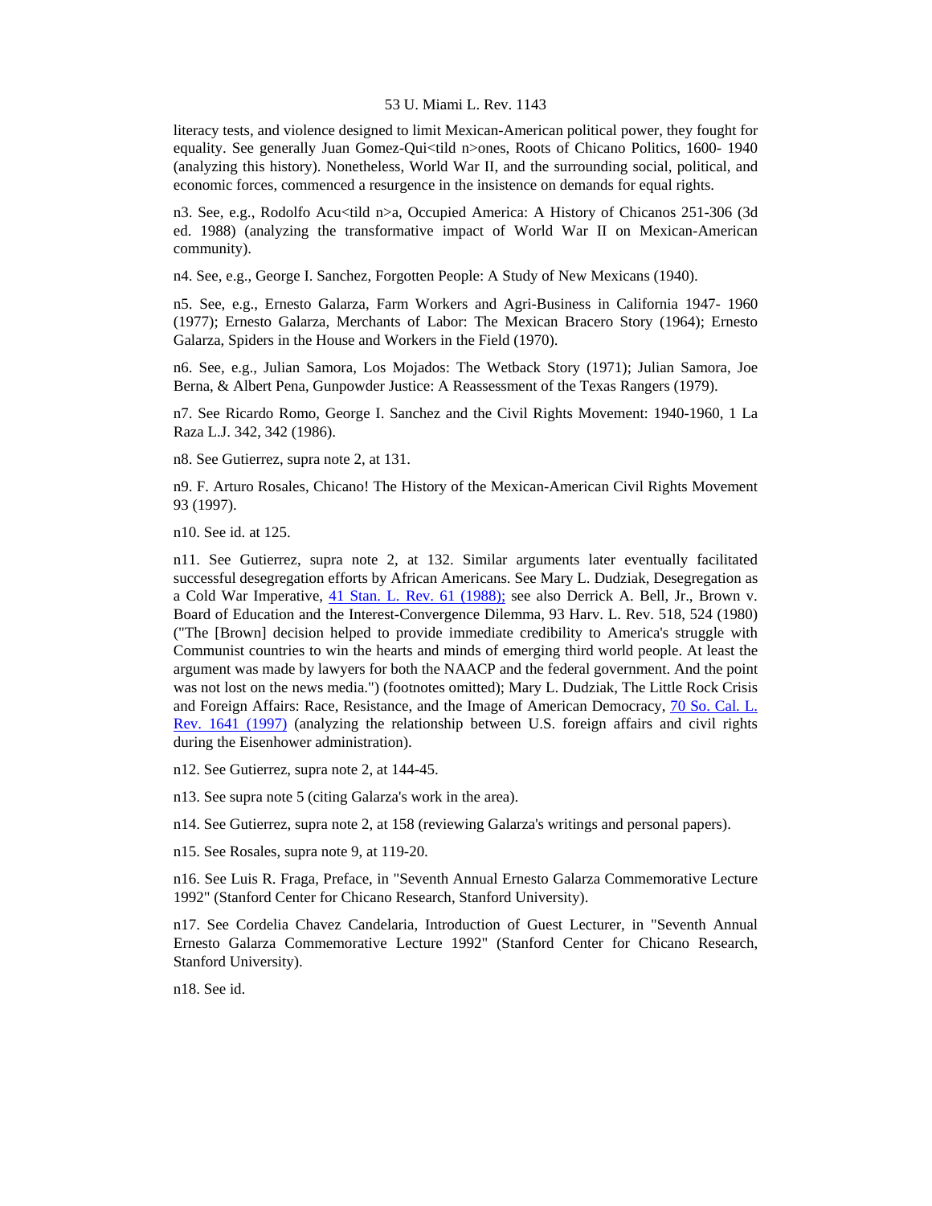literacy tests, and violence designed to limit Mexican-American political power, they fought for equality. See generally Juan Gomez-Qui<tild n>ones, Roots of Chicano Politics, 1600- 1940 (analyzing this history). Nonetheless, World War II, and the surrounding social, political, and economic forces, commenced a resurgence in the insistence on demands for equal rights.

n3. See, e.g., Rodolfo Acu<tild n>a, Occupied America: A History of Chicanos 251-306 (3d ed. 1988) (analyzing the transformative impact of World War II on Mexican-American community).

n4. See, e.g., George I. Sanchez, Forgotten People: A Study of New Mexicans (1940).

n5. See, e.g., Ernesto Galarza, Farm Workers and Agri-Business in California 1947- 1960 (1977); Ernesto Galarza, Merchants of Labor: The Mexican Bracero Story (1964); Ernesto Galarza, Spiders in the House and Workers in the Field (1970).

n6. See, e.g., Julian Samora, Los Mojados: The Wetback Story (1971); Julian Samora, Joe Berna, & Albert Pena, Gunpowder Justice: A Reassessment of the Texas Rangers (1979).

n7. See Ricardo Romo, George I. Sanchez and the Civil Rights Movement: 1940-1960, 1 La Raza L.J. 342, 342 (1986).

n8. See Gutierrez, supra note 2, at 131.

n9. F. Arturo Rosales, Chicano! The History of the Mexican-American Civil Rights Movement 93 (1997).

n10. See id. at 125.

n11. See Gutierrez, supra note 2, at 132. Similar arguments later eventually facilitated successful desegregation efforts by African Americans. See Mary L. Dudziak, Desegregation as a Cold War Imperative, 41 Stan. L. Rev. 61 (1988); see also Derrick A. Bell, Jr., Brown v. Board of Education and the Interest-Convergence Dilemma, 93 Harv. L. Rev. 518, 524 (1980) ("The [Brown] decision helped to provide immediate credibility to America's struggle with Communist countries to win the hearts and minds of emerging third world people. At least the argument was made by lawyers for both the NAACP and the federal government. And the point was not lost on the news media.") (footnotes omitted); Mary L. Dudziak, The Little Rock Crisis and Foreign Affairs: Race, Resistance, and the Image of American Democracy, 70 So. Cal. L. Rev. 1641 (1997) (analyzing the relationship between U.S. foreign affairs and civil rights during the Eisenhower administration).

n12. See Gutierrez, supra note 2, at 144-45.

n13. See supra note 5 (citing Galarza's work in the area).

n14. See Gutierrez, supra note 2, at 158 (reviewing Galarza's writings and personal papers).

n15. See Rosales, supra note 9, at 119-20.

n16. See Luis R. Fraga, Preface, in "Seventh Annual Ernesto Galarza Commemorative Lecture 1992" (Stanford Center for Chicano Research, Stanford University).

n17. See Cordelia Chavez Candelaria, Introduction of Guest Lecturer, in "Seventh Annual Ernesto Galarza Commemorative Lecture 1992" (Stanford Center for Chicano Research, Stanford University).

n18. See id.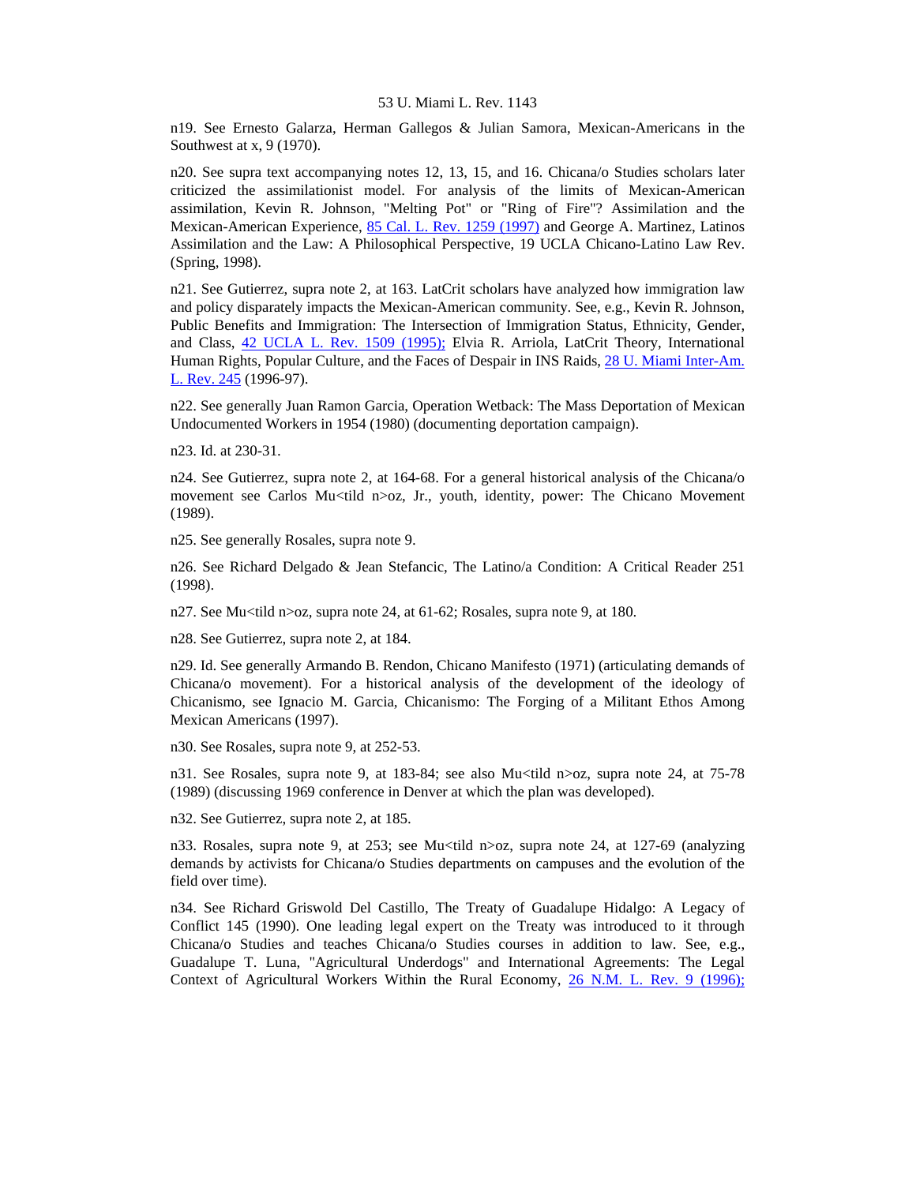n19. See Ernesto Galarza, Herman Gallegos & Julian Samora, Mexican-Americans in the Southwest at x, 9 (1970).

n20. See supra text accompanying notes 12, 13, 15, and 16. Chicana/o Studies scholars later criticized the assimilationist model. For analysis of the limits of Mexican-American assimilation, Kevin R. Johnson, "Melting Pot" or "Ring of Fire"? Assimilation and the Mexican-American Experience, 85 Cal. L. Rev. 1259 (1997) and George A. Martinez, Latinos Assimilation and the Law: A Philosophical Perspective, 19 UCLA Chicano-Latino Law Rev. (Spring, 1998).

n21. See Gutierrez, supra note 2, at 163. LatCrit scholars have analyzed how immigration law and policy disparately impacts the Mexican-American community. See, e.g., Kevin R. Johnson, Public Benefits and Immigration: The Intersection of Immigration Status, Ethnicity, Gender, and Class, 42 UCLA L. Rev. 1509 (1995); Elvia R. Arriola, LatCrit Theory, International Human Rights, Popular Culture, and the Faces of Despair in INS Raids, 28 U. Miami Inter-Am. L. Rev. 245 (1996-97).

n22. See generally Juan Ramon Garcia, Operation Wetback: The Mass Deportation of Mexican Undocumented Workers in 1954 (1980) (documenting deportation campaign).

n23. Id. at 230-31.

n24. See Gutierrez, supra note 2, at 164-68. For a general historical analysis of the Chicana/o movement see Carlos Mu<tild n>oz, Jr., youth, identity, power: The Chicano Movement (1989).

n25. See generally Rosales, supra note 9.

n26. See Richard Delgado & Jean Stefancic, The Latino/a Condition: A Critical Reader 251 (1998).

n27. See Mu<tild n>oz, supra note 24, at 61-62; Rosales, supra note 9, at 180.

n28. See Gutierrez, supra note 2, at 184.

n29. Id. See generally Armando B. Rendon, Chicano Manifesto (1971) (articulating demands of Chicana/o movement). For a historical analysis of the development of the ideology of Chicanismo, see Ignacio M. Garcia, Chicanismo: The Forging of a Militant Ethos Among Mexican Americans (1997).

n30. See Rosales, supra note 9, at 252-53.

n31. See Rosales, supra note 9, at 183-84; see also Mu<tild n>oz, supra note 24, at 75-78 (1989) (discussing 1969 conference in Denver at which the plan was developed).

n32. See Gutierrez, supra note 2, at 185.

n33. Rosales, supra note 9, at 253; see Mu<tild n>oz, supra note 24, at 127-69 (analyzing demands by activists for Chicana/o Studies departments on campuses and the evolution of the field over time).

n34. See Richard Griswold Del Castillo, The Treaty of Guadalupe Hidalgo: A Legacy of Conflict 145 (1990). One leading legal expert on the Treaty was introduced to it through Chicana/o Studies and teaches Chicana/o Studies courses in addition to law. See, e.g., Guadalupe T. Luna, "Agricultural Underdogs" and International Agreements: The Legal Context of Agricultural Workers Within the Rural Economy, 26 N.M. L. Rev. 9 (1996);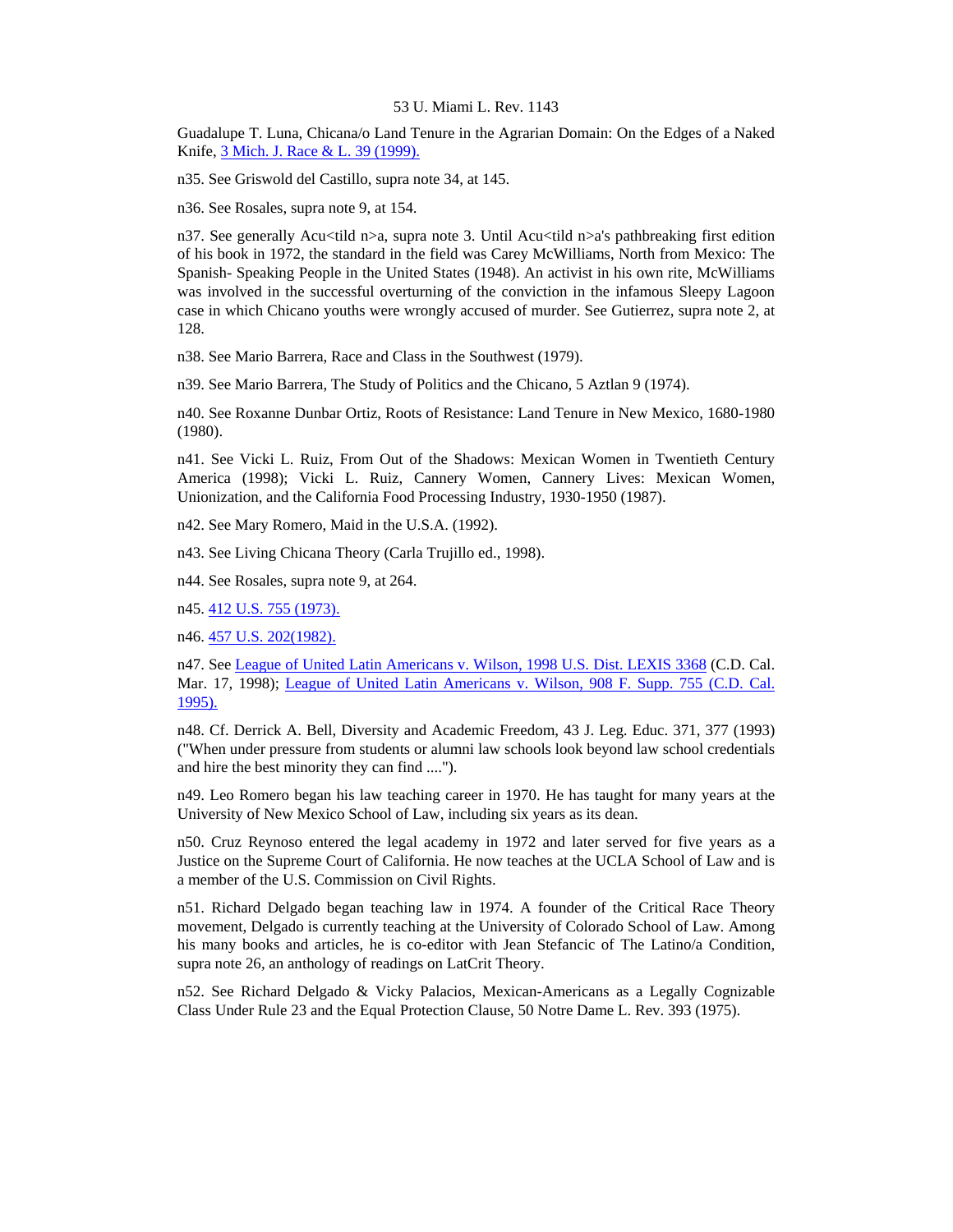Guadalupe T. Luna, Chicana/o Land Tenure in the Agrarian Domain: On the Edges of a Naked Knife, 3 Mich. J. Race & L. 39 (1999).

n35. See Griswold del Castillo, supra note 34, at 145.

n36. See Rosales, supra note 9, at 154.

n37. See generally Acu<tild n>a, supra note 3. Until Acu<tild n>a's pathbreaking first edition of his book in 1972, the standard in the field was Carey McWilliams, North from Mexico: The Spanish- Speaking People in the United States (1948). An activist in his own rite, McWilliams was involved in the successful overturning of the conviction in the infamous Sleepy Lagoon case in which Chicano youths were wrongly accused of murder. See Gutierrez, supra note 2, at 128.

n38. See Mario Barrera, Race and Class in the Southwest (1979).

n39. See Mario Barrera, The Study of Politics and the Chicano, 5 Aztlan 9 (1974).

n40. See Roxanne Dunbar Ortiz, Roots of Resistance: Land Tenure in New Mexico, 1680-1980 (1980).

n41. See Vicki L. Ruiz, From Out of the Shadows: Mexican Women in Twentieth Century America (1998); Vicki L. Ruiz, Cannery Women, Cannery Lives: Mexican Women, Unionization, and the California Food Processing Industry, 1930-1950 (1987).

n42. See Mary Romero, Maid in the U.S.A. (1992).

n43. See Living Chicana Theory (Carla Trujillo ed., 1998).

n44. See Rosales, supra note 9, at 264.

n45. 412 U.S. 755 (1973).

n46. 457 U.S. 202(1982).

n47. See League of United Latin Americans v. Wilson, 1998 U.S. Dist. LEXIS 3368 (C.D. Cal. Mar. 17, 1998); League of United Latin Americans v. Wilson, 908 F. Supp. 755 (C.D. Cal. 1995).

n48. Cf. Derrick A. Bell, Diversity and Academic Freedom, 43 J. Leg. Educ. 371, 377 (1993) ("When under pressure from students or alumni law schools look beyond law school credentials and hire the best minority they can find ....").

n49. Leo Romero began his law teaching career in 1970. He has taught for many years at the University of New Mexico School of Law, including six years as its dean.

n50. Cruz Reynoso entered the legal academy in 1972 and later served for five years as a Justice on the Supreme Court of California. He now teaches at the UCLA School of Law and is a member of the U.S. Commission on Civil Rights.

n51. Richard Delgado began teaching law in 1974. A founder of the Critical Race Theory movement, Delgado is currently teaching at the University of Colorado School of Law. Among his many books and articles, he is co-editor with Jean Stefancic of The Latino/a Condition, supra note 26, an anthology of readings on LatCrit Theory.

n52. See Richard Delgado & Vicky Palacios, Mexican-Americans as a Legally Cognizable Class Under Rule 23 and the Equal Protection Clause, 50 Notre Dame L. Rev. 393 (1975).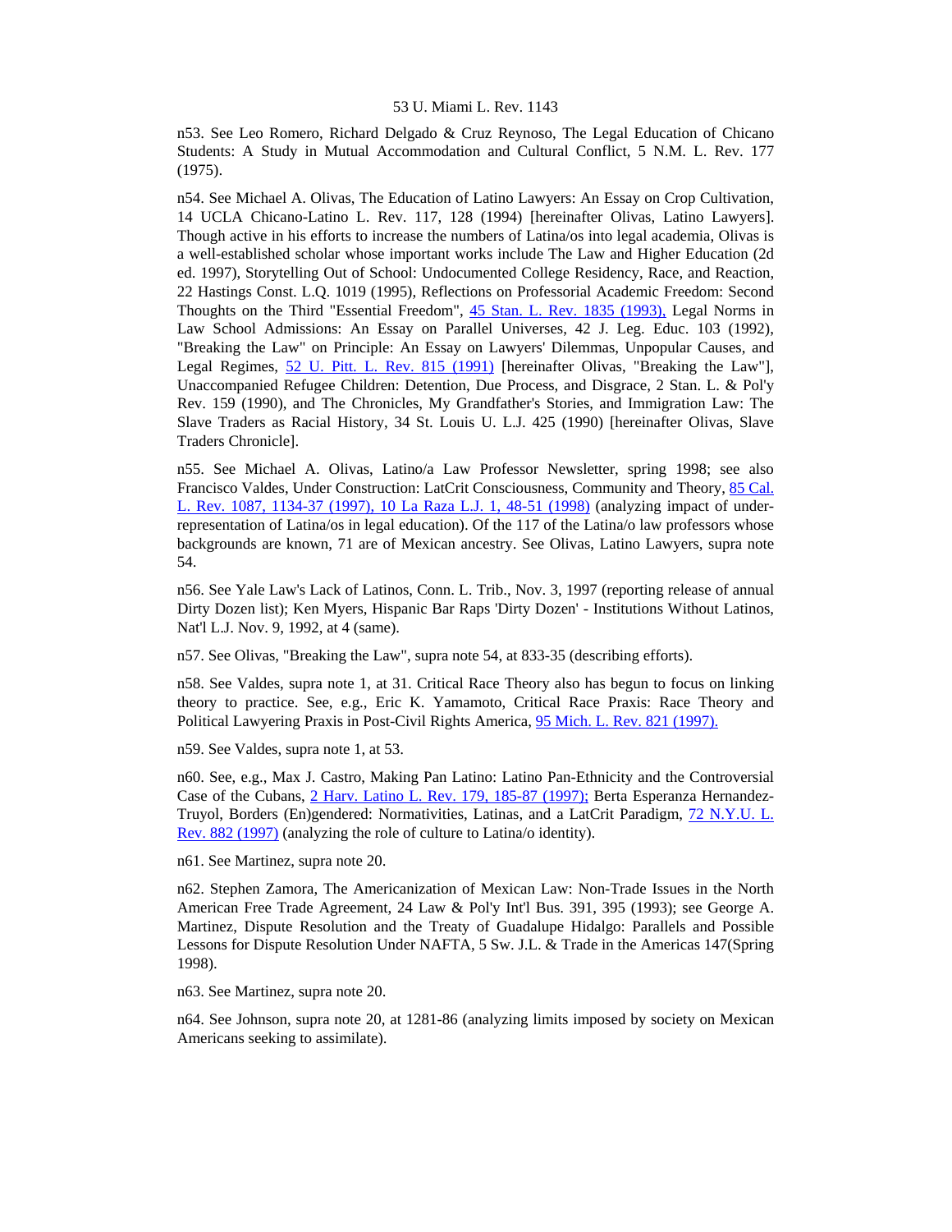n53. See Leo Romero, Richard Delgado & Cruz Reynoso, The Legal Education of Chicano Students: A Study in Mutual Accommodation and Cultural Conflict, 5 N.M. L. Rev. 177 (1975).

n54. See Michael A. Olivas, The Education of Latino Lawyers: An Essay on Crop Cultivation, 14 UCLA Chicano-Latino L. Rev. 117, 128 (1994) [hereinafter Olivas, Latino Lawyers]. Though active in his efforts to increase the numbers of Latina/os into legal academia, Olivas is a well-established scholar whose important works include The Law and Higher Education (2d ed. 1997), Storytelling Out of School: Undocumented College Residency, Race, and Reaction, 22 Hastings Const. L.Q. 1019 (1995), Reflections on Professorial Academic Freedom: Second Thoughts on the Third "Essential Freedom", 45 Stan. L. Rev. 1835 (1993), Legal Norms in Law School Admissions: An Essay on Parallel Universes, 42 J. Leg. Educ. 103 (1992), "Breaking the Law" on Principle: An Essay on Lawyers' Dilemmas, Unpopular Causes, and Legal Regimes, 52 U. Pitt. L. Rev. 815 (1991) [hereinafter Olivas, "Breaking the Law"], Unaccompanied Refugee Children: Detention, Due Process, and Disgrace, 2 Stan. L. & Pol'y Rev. 159 (1990), and The Chronicles, My Grandfather's Stories, and Immigration Law: The Slave Traders as Racial History, 34 St. Louis U. L.J. 425 (1990) [hereinafter Olivas, Slave Traders Chronicle].

n55. See Michael A. Olivas, Latino/a Law Professor Newsletter, spring 1998; see also Francisco Valdes, Under Construction: LatCrit Consciousness, Community and Theory, 85 Cal. L. Rev. 1087, 1134-37 (1997), 10 La Raza L.J. 1, 48-51 (1998) (analyzing impact of under-representation of Latina/os in legal education). Of the 117 of the Latina/o law professors whose backgrounds are known, 71 are of Mexican ancestry. See Olivas, Latino Lawyers, supra note 54.

n56. See Yale Law's Lack of Latinos, Conn. L. Trib., Nov. 3, 1997 (reporting release of annual Dirty Dozen list); Ken Myers, Hispanic Bar Raps 'Dirty Dozen' - Institutions Without Latinos, Nat'l L.J. Nov. 9, 1992, at 4 (same).

n57. See Olivas, "Breaking the Law", supra note 54, at 833-35 (describing efforts).

n58. See Valdes, supra note 1, at 31. Critical Race Theory also has begun to focus on linking theory to practice. See, e.g., Eric K. Yamamoto, Critical Race Praxis: Race Theory and Political Lawyering Praxis in Post-Civil Rights America, 95 Mich. L. Rev. 821 (1997).

n59. See Valdes, supra note 1, at 53.

n60. See, e.g., Max J. Castro, Making Pan Latino: Latino Pan-Ethnicity and the Controversial Case of the Cubans, 2 Harv. Latino L. Rev. 179, 185-87 (1997); Berta Esperanza Hernandez-Truyol, Borders (En)gendered: Normativities, Latinas, and a LatCrit Paradigm, 72 N.Y.U. L. Rev. 882 (1997) (analyzing the role of culture to Latina/o identity).

n61. See Martinez, supra note 20.

n62. Stephen Zamora, The Americanization of Mexican Law: Non-Trade Issues in the North American Free Trade Agreement, 24 Law & Pol'y Int'l Bus. 391, 395 (1993); see George A. Martinez, Dispute Resolution and the Treaty of Guadalupe Hidalgo: Parallels and Possible Lessons for Dispute Resolution Under NAFTA, 5 Sw. J.L. & Trade in the Americas 147(Spring 1998).

n63. See Martinez, supra note 20.

n64. See Johnson, supra note 20, at 1281-86 (analyzing limits imposed by society on Mexican Americans seeking to assimilate).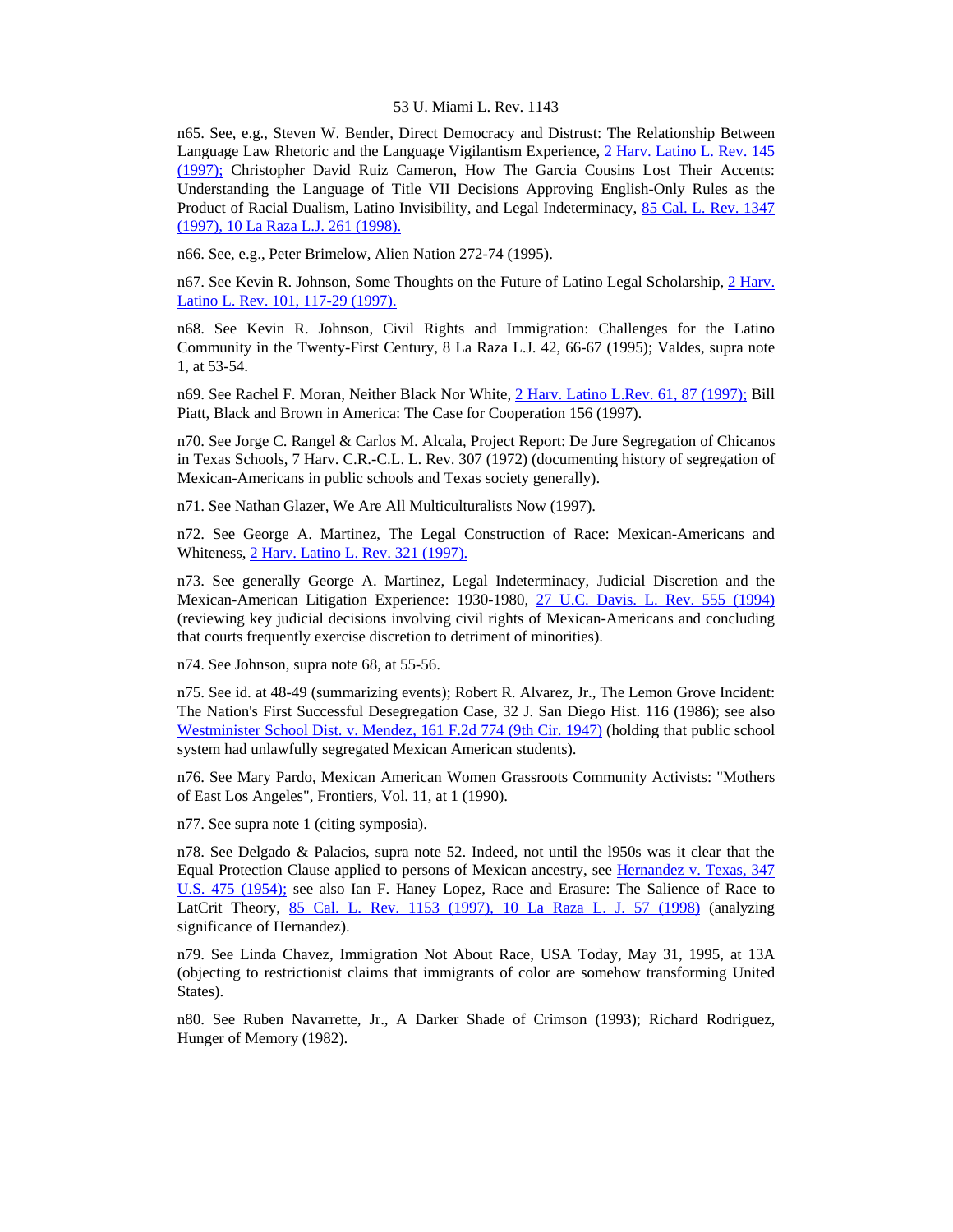n65. See, e.g., Steven W. Bender, Direct Democracy and Distrust: The Relationship Between Language Law Rhetoric and the Language Vigilantism Experience, 2 Harv. Latino L. Rev. 145 (1997); Christopher David Ruiz Cameron, How The Garcia Cousins Lost Their Accents: Understanding the Language of Title VII Decisions Approving English-Only Rules as the Product of Racial Dualism, Latino Invisibility, and Legal Indeterminacy, 85 Cal. L. Rev. 1347 (1997), 10 La Raza L.J. 261 (1998).

n66. See, e.g., Peter Brimelow, Alien Nation 272-74 (1995).

n67. See Kevin R. Johnson, Some Thoughts on the Future of Latino Legal Scholarship, 2 Harv. Latino L. Rev. 101, 117-29 (1997).

n68. See Kevin R. Johnson, Civil Rights and Immigration: Challenges for the Latino Community in the Twenty-First Century, 8 La Raza L.J. 42, 66-67 (1995); Valdes, supra note 1, at 53-54.

n69. See Rachel F. Moran, Neither Black Nor White, 2 Harv. Latino L.Rev. 61, 87 (1997); Bill Piatt, Black and Brown in America: The Case for Cooperation 156 (1997).

n70. See Jorge C. Rangel & Carlos M. Alcala, Project Report: De Jure Segregation of Chicanos in Texas Schools, 7 Harv. C.R.-C.L. L. Rev. 307 (1972) (documenting history of segregation of Mexican-Americans in public schools and Texas society generally).

n71. See Nathan Glazer, We Are All Multiculturalists Now (1997).

n72. See George A. Martinez, The Legal Construction of Race: Mexican-Americans and Whiteness, 2 Harv. Latino L. Rev. 321 (1997).

n73. See generally George A. Martinez, Legal Indeterminacy, Judicial Discretion and the Mexican-American Litigation Experience: 1930-1980, 27 U.C. Davis. L. Rev. 555 (1994) (reviewing key judicial decisions involving civil rights of Mexican-Americans and concluding that courts frequently exercise discretion to detriment of minorities).

n74. See Johnson, supra note 68, at 55-56.

n75. See id. at 48-49 (summarizing events); Robert R. Alvarez, Jr., The Lemon Grove Incident: The Nation's First Successful Desegregation Case, 32 J. San Diego Hist. 116 (1986); see also Westminister School Dist. v. Mendez, 161 F.2d 774 (9th Cir. 1947) (holding that public school system had unlawfully segregated Mexican American students).

n76. See Mary Pardo, Mexican American Women Grassroots Community Activists: "Mothers of East Los Angeles", Frontiers, Vol. 11, at 1 (1990).

n77. See supra note 1 (citing symposia).

n78. See Delgado & Palacios, supra note 52. Indeed, not until the l950s was it clear that the Equal Protection Clause applied to persons of Mexican ancestry, see Hernandez v. Texas, 347 U.S. 475 (1954); see also Ian F. Haney Lopez, Race and Erasure: The Salience of Race to LatCrit Theory, 85 Cal. L. Rev. 1153 (1997), 10 La Raza L. J. 57 (1998) (analyzing significance of Hernandez).

n79. See Linda Chavez, Immigration Not About Race, USA Today, May 31, 1995, at 13A (objecting to restrictionist claims that immigrants of color are somehow transforming United States).

n80. See Ruben Navarrette, Jr., A Darker Shade of Crimson (1993); Richard Rodriguez, Hunger of Memory (1982).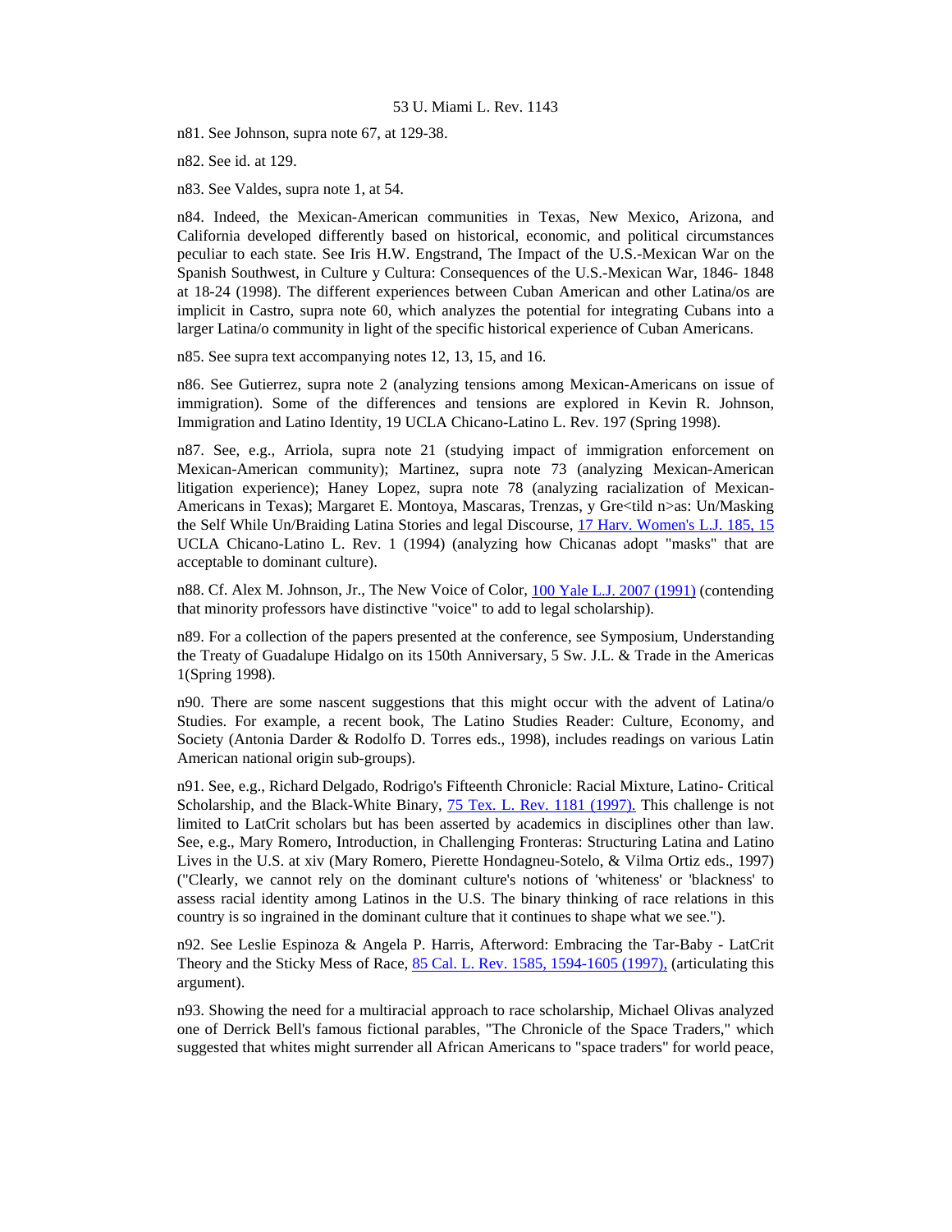n81. See Johnson, supra note 67, at 129-38.

n82. See id. at 129.

n83. See Valdes, supra note 1, at 54.

n84. Indeed, the Mexican-American communities in Texas, New Mexico, Arizona, and California developed differently based on historical, economic, and political circumstances peculiar to each state. See Iris H.W. Engstrand, The Impact of the U.S.-Mexican War on the Spanish Southwest, in Culture y Cultura: Consequences of the U.S.-Mexican War, 1846- 1848 at 18-24 (1998). The different experiences between Cuban American and other Latina/os are implicit in Castro, supra note 60, which analyzes the potential for integrating Cubans into a larger Latina/o community in light of the specific historical experience of Cuban Americans.

n85. See supra text accompanying notes 12, 13, 15, and 16.

n86. See Gutierrez, supra note 2 (analyzing tensions among Mexican-Americans on issue of immigration). Some of the differences and tensions are explored in Kevin R. Johnson, Immigration and Latino Identity, 19 UCLA Chicano-Latino L. Rev. 197 (Spring 1998).

n87. See, e.g., Arriola, supra note 21 (studying impact of immigration enforcement on Mexican-American community); Martinez, supra note 73 (analyzing Mexican-American litigation experience); Haney Lopez, supra note 78 (analyzing racialization of Mexican-Americans in Texas); Margaret E. Montoya, Mascaras, Trenzas, y Gre<tild n>as: Un/Masking the Self While Un/Braiding Latina Stories and legal Discourse, 17 Harv. Women's L.J. 185, 15 UCLA Chicano-Latino L. Rev. 1 (1994) (analyzing how Chicanas adopt "masks" that are acceptable to dominant culture).

n88. Cf. Alex M. Johnson, Jr., The New Voice of Color, 100 Yale L.J. 2007 (1991) (contending that minority professors have distinctive "voice" to add to legal scholarship).

n89. For a collection of the papers presented at the conference, see Symposium, Understanding the Treaty of Guadalupe Hidalgo on its 150th Anniversary, 5 Sw. J.L. & Trade in the Americas 1(Spring 1998).

n90. There are some nascent suggestions that this might occur with the advent of Latina/o Studies. For example, a recent book, The Latino Studies Reader: Culture, Economy, and Society (Antonia Darder & Rodolfo D. Torres eds., 1998), includes readings on various Latin American national origin sub-groups).

n91. See, e.g., Richard Delgado, Rodrigo's Fifteenth Chronicle: Racial Mixture, Latino- Critical Scholarship, and the Black-White Binary, 75 Tex. L. Rev. 1181 (1997). This challenge is not limited to LatCrit scholars but has been asserted by academics in disciplines other than law. See, e.g., Mary Romero, Introduction, in Challenging Fronteras: Structuring Latina and Latino Lives in the U.S. at xiv (Mary Romero, Pierette Hondagneu-Sotelo, & Vilma Ortiz eds., 1997) ("Clearly, we cannot rely on the dominant culture's notions of 'whiteness' or 'blackness' to assess racial identity among Latinos in the U.S. The binary thinking of race relations in this country is so ingrained in the dominant culture that it continues to shape what we see.").

n92. See Leslie Espinoza & Angela P. Harris, Afterword: Embracing the Tar-Baby - LatCrit Theory and the Sticky Mess of Race, 85 Cal. L. Rev. 1585, 1594-1605 (1997), (articulating this argument).

n93. Showing the need for a multiracial approach to race scholarship, Michael Olivas analyzed one of Derrick Bell's famous fictional parables, "The Chronicle of the Space Traders," which suggested that whites might surrender all African Americans to "space traders" for world peace,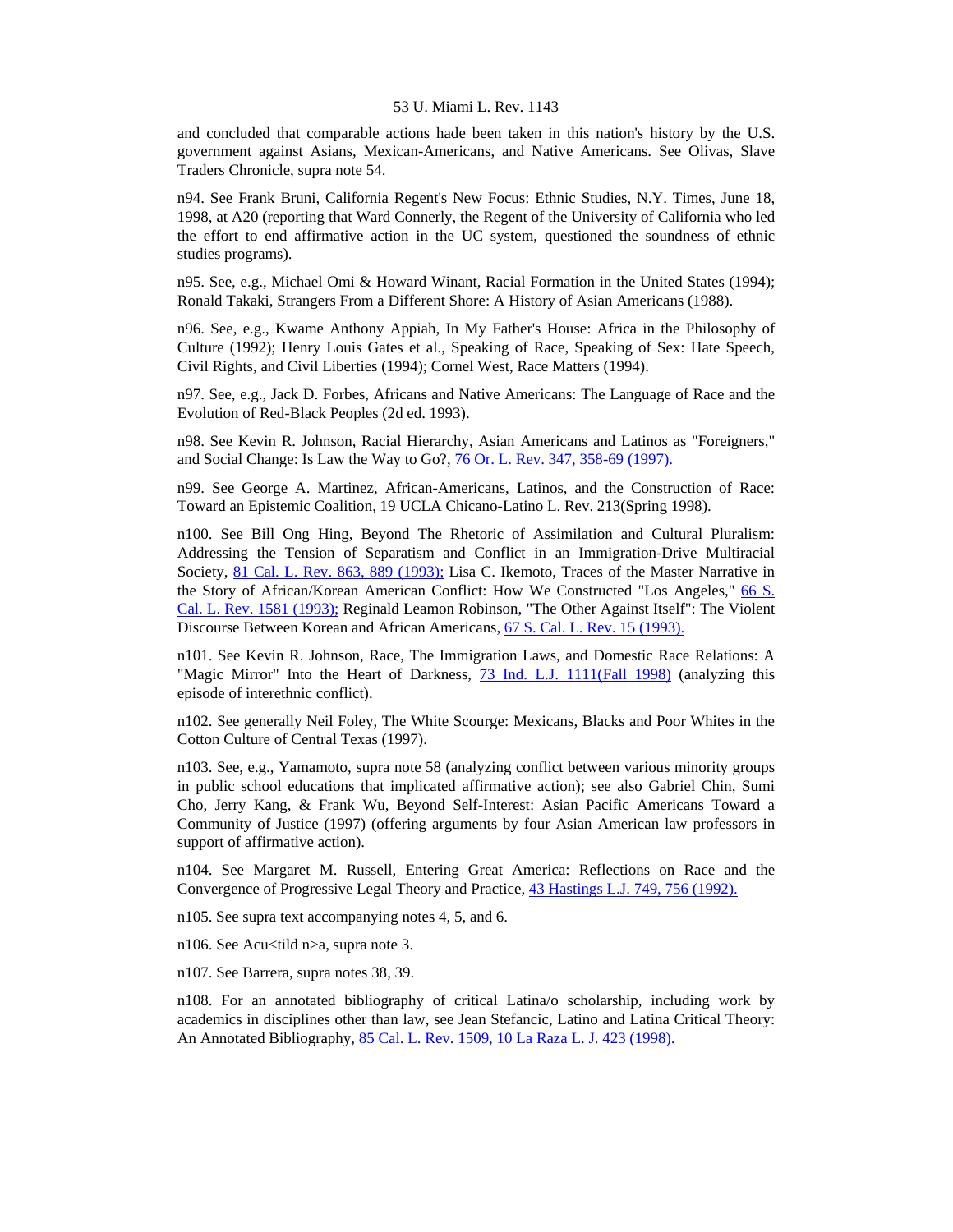and concluded that comparable actions had been taken in this nation's history by the U.S. government against Asians, Mexican-Americans, and Native Americans. See Olivas, Slave Traders Chronicle, supra note 54.

n94. See Frank Bruni, California Regent's New Focus: Ethnic Studies, N.Y. Times, June 18, 1998, at A20 (reporting that Ward Connerly, the Regent of the University of California who led the effort to end affirmative action in the UC system, questioned the soundness of ethnic studies programs).

n95. See, e.g., Michael Omi & Howard Winant, Racial Formation in the United States (1994); Ronald Takaki, Strangers From a Different Shore: A History of Asian Americans (1988).

n96. See, e.g., Kwame Anthony Appiah, In My Father's House: Africa in the Philosophy of Culture (1992); Henry Louis Gates et al., Speaking of Race, Speaking of Sex: Hate Speech, Civil Rights, and Civil Liberties (1994); Cornel West, Race Matters (1994).

n97. See, e.g., Jack D. Forbes, Africans and Native Americans: The Language of Race and the Evolution of Red-Black Peoples (2d ed. 1993).

n98. See Kevin R. Johnson, Racial Hierarchy, Asian Americans and Latinos as "Foreigners," and Social Change: Is Law the Way to Go?, 76 Or. L. Rev. 347, 358-69 (1997).

n99. See George A. Martinez, African-Americans, Latinos, and the Construction of Race: Toward an Epistemic Coalition, 19 UCLA Chicano-Latino L. Rev. 213(Spring 1998).

n100. See Bill Ong Hing, Beyond The Rhetoric of Assimilation and Cultural Pluralism: Addressing the Tension of Separatism and Conflict in an Immigration-Drive Multiracial Society, 81 Cal. L. Rev. 863, 889 (1993); Lisa C. Ikemoto, Traces of the Master Narrative in the Story of African/Korean American Conflict: How We Constructed "Los Angeles," 66 S. Cal. L. Rev. 1581 (1993); Reginald Leamon Robinson, "The Other Against Itself": The Violent Discourse Between Korean and African Americans, 67 S. Cal. L. Rev. 15 (1993).

n101. See Kevin R. Johnson, Race, The Immigration Laws, and Domestic Race Relations: A "Magic Mirror" Into the Heart of Darkness, 73 Ind. L.J. 1111(Fall 1998) (analyzing this episode of interethnic conflict).

n102. See generally Neil Foley, The White Scourge: Mexicans, Blacks and Poor Whites in the Cotton Culture of Central Texas (1997).

n103. See, e.g., Yamamoto, supra note 58 (analyzing conflict between various minority groups in public school educations that implicated affirmative action); see also Gabriel Chin, Sumi Cho, Jerry Kang, & Frank Wu, Beyond Self-Interest: Asian Pacific Americans Toward a Community of Justice (1997) (offering arguments by four Asian American law professors in support of affirmative action).

n104. See Margaret M. Russell, Entering Great America: Reflections on Race and the Convergence of Progressive Legal Theory and Practice, 43 Hastings L.J. 749, 756 (1992).

n105. See supra text accompanying notes 4, 5, and 6.

n106. See Acu<tild n>a, supra note 3.

n107. See Barrera, supra notes 38, 39.

n108. For an annotated bibliography of critical Latina/o scholarship, including work by academics in disciplines other than law, see Jean Stefancic, Latino and Latina Critical Theory: An Annotated Bibliography, 85 Cal. L. Rev. 1509, 10 La Raza L. J. 423 (1998).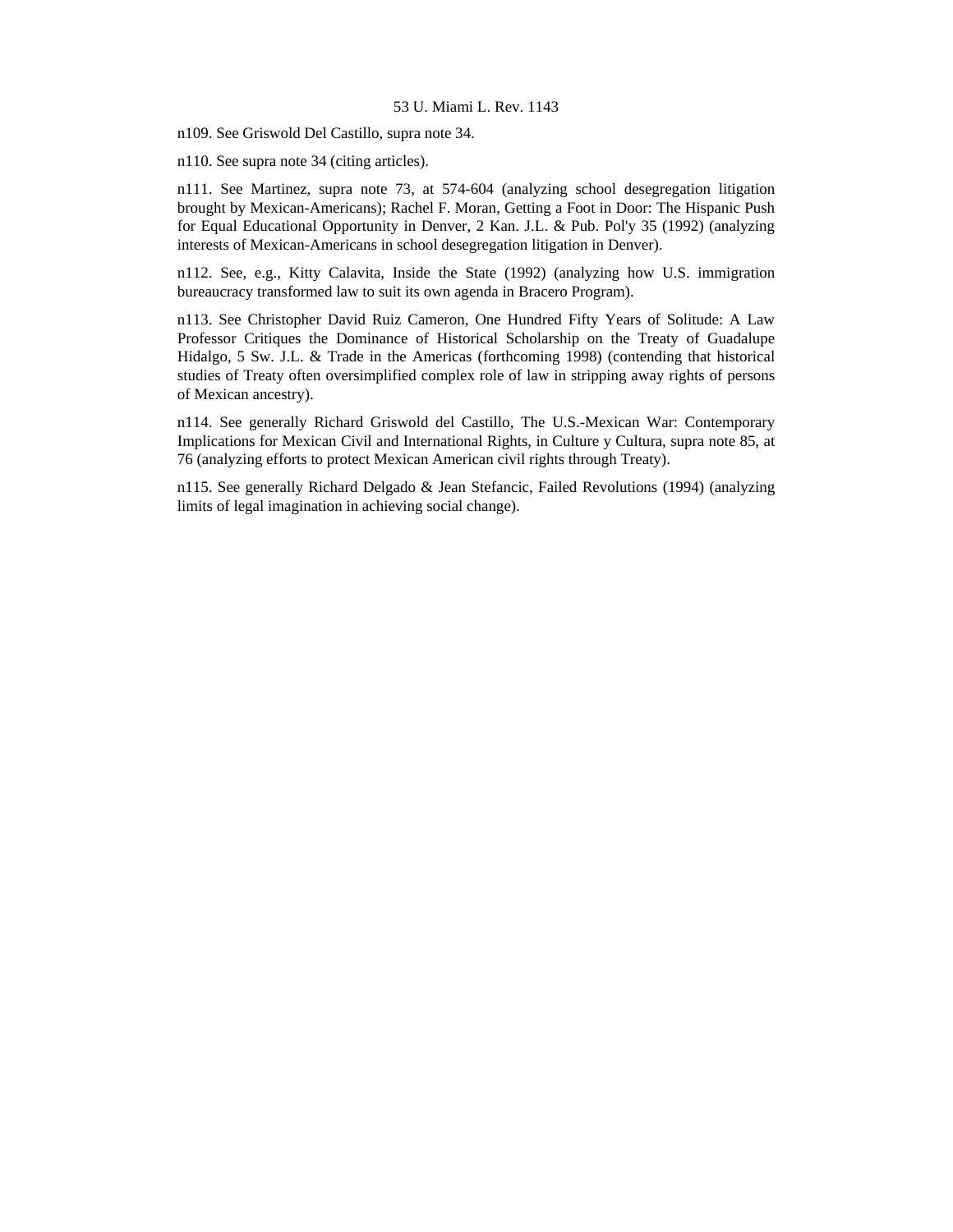n109. See Griswold Del Castillo, supra note 34.

n110. See supra note 34 (citing articles).

n111. See Martinez, supra note 73, at 574-604 (analyzing school desegregation litigation brought by Mexican-Americans); Rachel F. Moran, Getting a Foot in Door: The Hispanic Push for Equal Educational Opportunity in Denver, 2 Kan. J.L. & Pub. Pol'y 35 (1992) (analyzing interests of Mexican-Americans in school desegregation litigation in Denver).

n112. See, e.g., Kitty Calavita, Inside the State (1992) (analyzing how U.S. immigration bureaucracy transformed law to suit its own agenda in Bracero Program).

n113. See Christopher David Ruiz Cameron, One Hundred Fifty Years of Solitude: A Law Professor Critiques the Dominance of Historical Scholarship on the Treaty of Guadalupe Hidalgo, 5 Sw. J.L. & Trade in the Americas (forthcoming 1998) (contending that historical studies of Treaty often oversimplified complex role of law in stripping away rights of persons of Mexican ancestry).

n114. See generally Richard Griswold del Castillo, The U.S.-Mexican War: Contemporary Implications for Mexican Civil and International Rights, in Culture y Cultura, supra note 85, at 76 (analyzing efforts to protect Mexican American civil rights through Treaty).

n115. See generally Richard Delgado & Jean Stefancic, Failed Revolutions (1994) (analyzing limits of legal imagination in achieving social change).